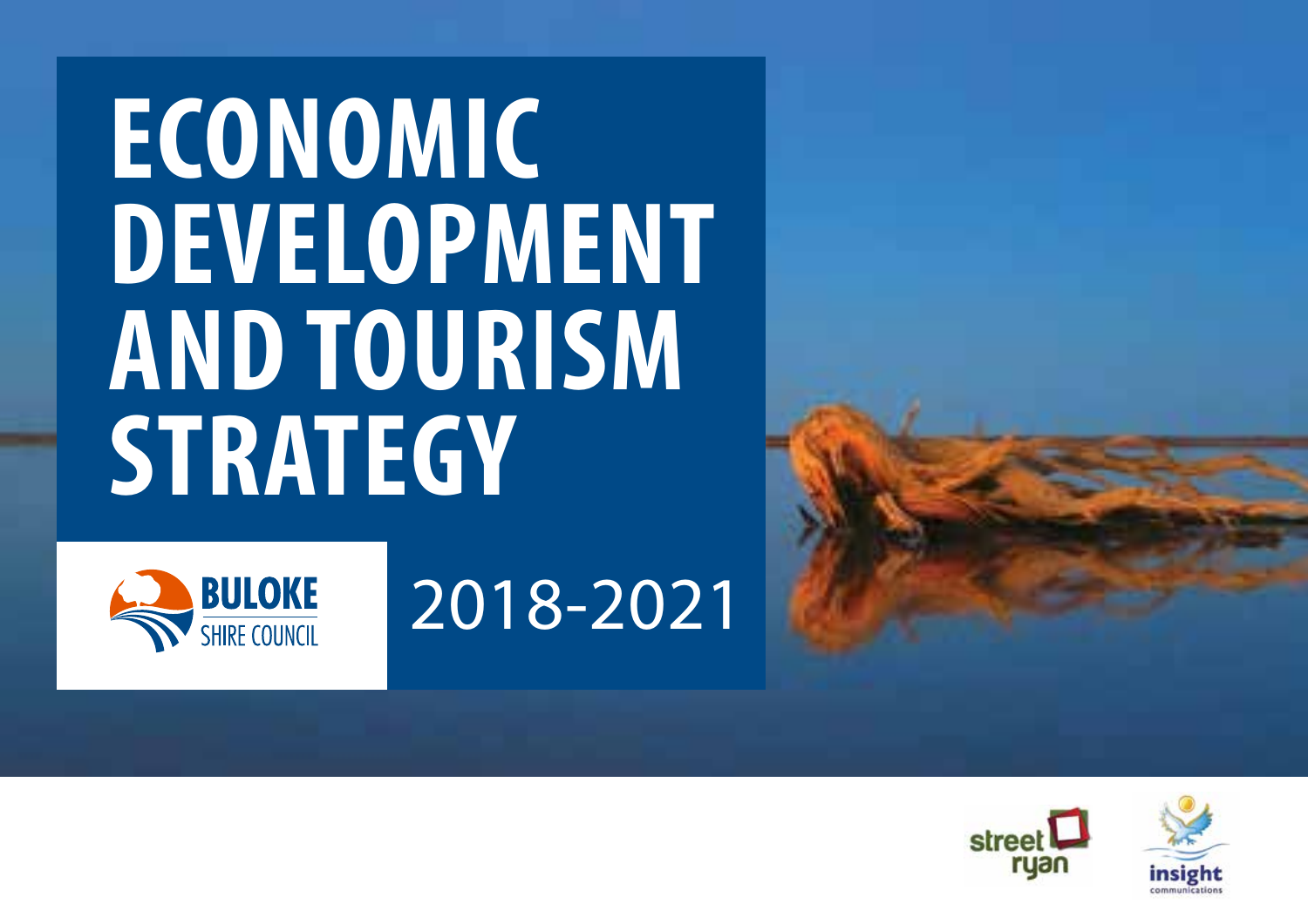# ECONOMIC DEVELOPMENT AND TOURISM STRATEGY

BULOKE SHIRE COUNCIL

2018-2021

street ryan

insight communications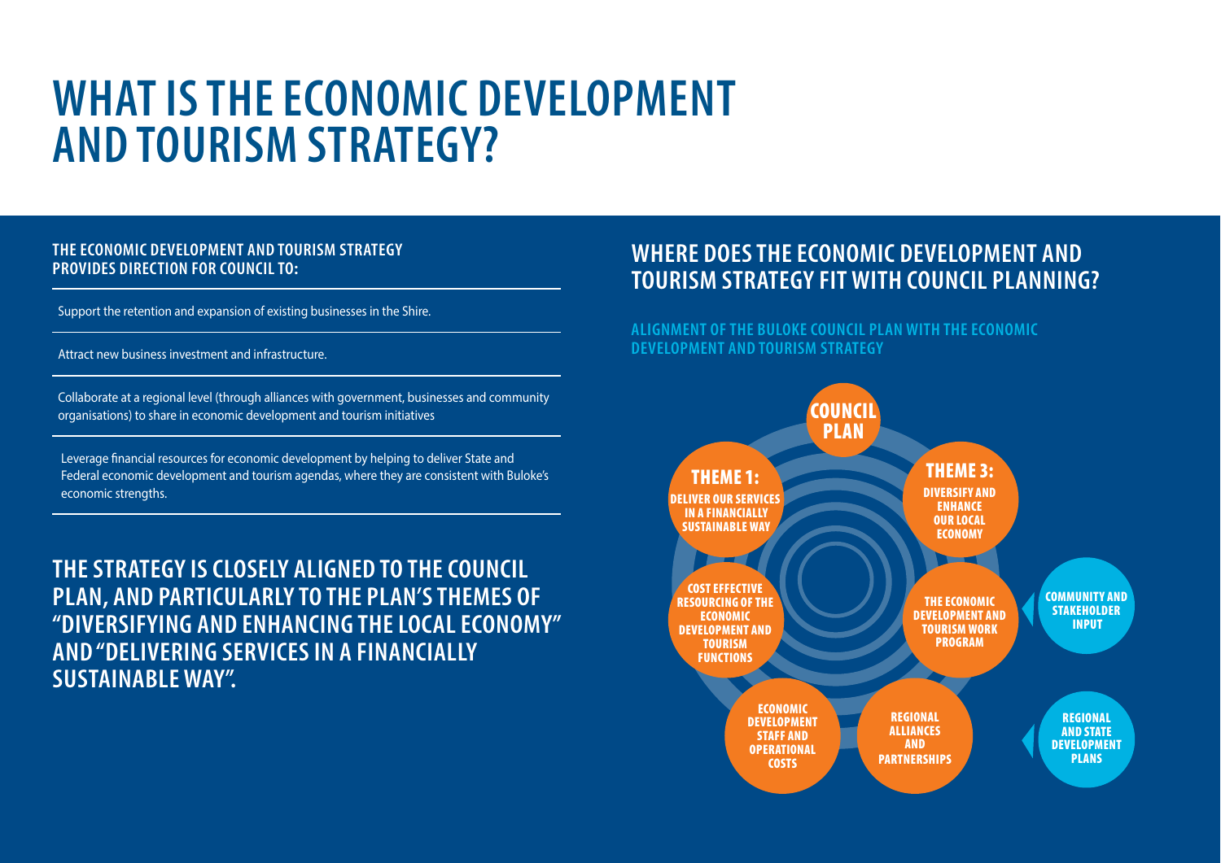# WHAT IS THE ECONOMIC DEVELOPMENT AND TOURISM STRATEGY?

### THE ECONOMIC DEVELOPMENT AND TOURISM STRATEGY PROVIDES DIRECTION FOR COUNCIL TO:

Support the retention and expansion of existing businesses in the Shire.

Attract new business investment and infrastructure.

Collaborate at a regional level (through alliances with government, businesses and community organisations) to share in economic development and tourism initiatives

Leverage financial resources for economic development by helping to deliver State and Federal economic development and tourism agendas, where they are consistent with Buloke's economic strengths.

## THE STRATEGY IS CLOSELY ALIGNED TO THE COUNCIL PLAN, AND PARTICULARLY TO THE PLAN'S THEMES OF "DIVERSIFYING AND ENHANCING THE LOCAL ECONOMY" AND "DELIVERING SERVICES IN A FINANCIALLY SUSTAINABLE WAY".

## WHERE DOES THE ECONOMIC DEVELOPMENT AND TOURISM STRATEGY FIT WITH COUNCIL PLANNING?

### ALIGNMENT OF THE BULOKE COUNCIL PLAN WITH THE ECONOMIC DEVELOPMENT AND TOURISM STRATEGY

**COUNCIL PLAN**

**THEME 1:** DELIVER OUR SERVICES IN A FINANCIALLY SUSTAINABLE WAY

**THEME 3:** DIVERSIFY AND ENHANCE OUR LOCAL ECONOMY

COST EFFECTIVE RESOURCING OF THE ECONOMIC DEVELOPMENT AND TOURISM FUNCTIONS

THE ECONOMIC DEVELOPMENT AND TOURISM WORK PROGRAM

ECONOMIC DEVELOPMENT STAFF AND OPERATIONAL COSTS

REGIONAL ALLIANCES AND PARTNERSHIPS

COMMUNITY AND STAKEHOLDER INPUT

REGIONAL AND STATE DEVELOPMENT PLANS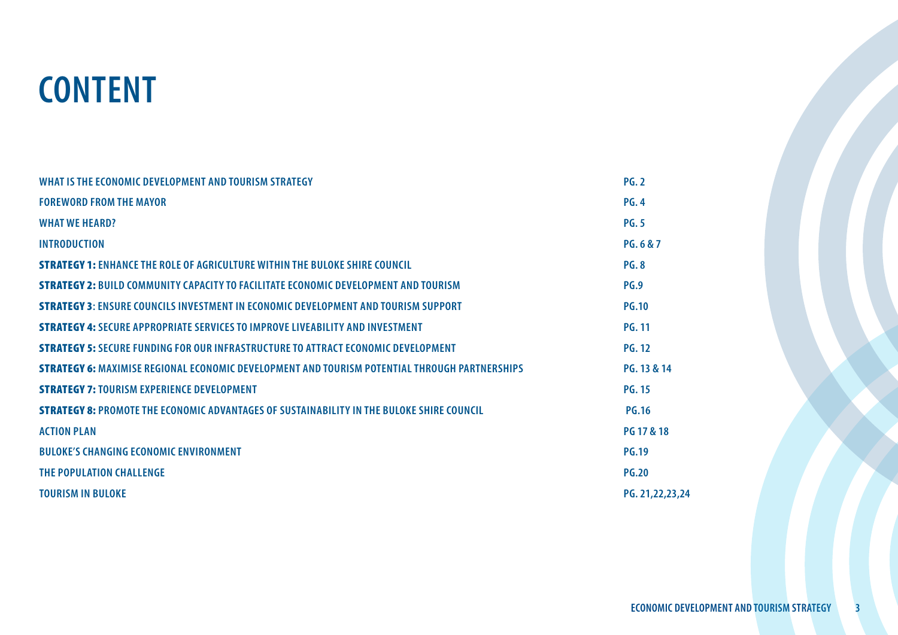# CONTENT

| | |
|---|---|
| WHAT IS THE ECONOMIC DEVELOPMENT AND TOURISM STRATEGY | PG. 2 |
| FOREWORD FROM THE MAYOR | PG. 4 |
| WHAT WE HEARD? | PG. 5 |
| INTRODUCTION | PG. 6 & 7 |
| **STRATEGY 1:** ENHANCE THE ROLE OF AGRICULTURE WITHIN THE BULOKE SHIRE COUNCIL | PG. 8 |
| **STRATEGY 2:** BUILD COMMUNITY CAPACITY TO FACILITATE ECONOMIC DEVELOPMENT AND TOURISM | PG.9 |
| **STRATEGY 3**: ENSURE COUNCILS INVESTMENT IN ECONOMIC DEVELOPMENT AND TOURISM SUPPORT | PG.10 |
| **STRATEGY 4:** SECURE APPROPRIATE SERVICES TO IMPROVE LIVEABILITY AND INVESTMENT | PG. 11 |
| **STRATEGY 5:** SECURE FUNDING FOR OUR INFRASTRUCTURE TO ATTRACT ECONOMIC DEVELOPMENT | PG. 12 |
| **STRATEGY 6:** MAXIMISE REGIONAL ECONOMIC DEVELOPMENT AND TOURISM POTENTIAL THROUGH PARTNERSHIPS | PG. 13 & 14 |
| **STRATEGY 7:** TOURISM EXPERIENCE DEVELOPMENT | PG. 15 |
| **STRATEGY 8:** PROMOTE THE ECONOMIC ADVANTAGES OF SUSTAINABILITY IN THE BULOKE SHIRE COUNCIL | PG.16 |
| ACTION PLAN | PG 17 & 18 |
| BULOKE'S CHANGING ECONOMIC ENVIRONMENT | PG.19 |
| THE POPULATION CHALLENGE | PG.20 |
| TOURISM IN BULOKE | PG. 21,22,23,24 |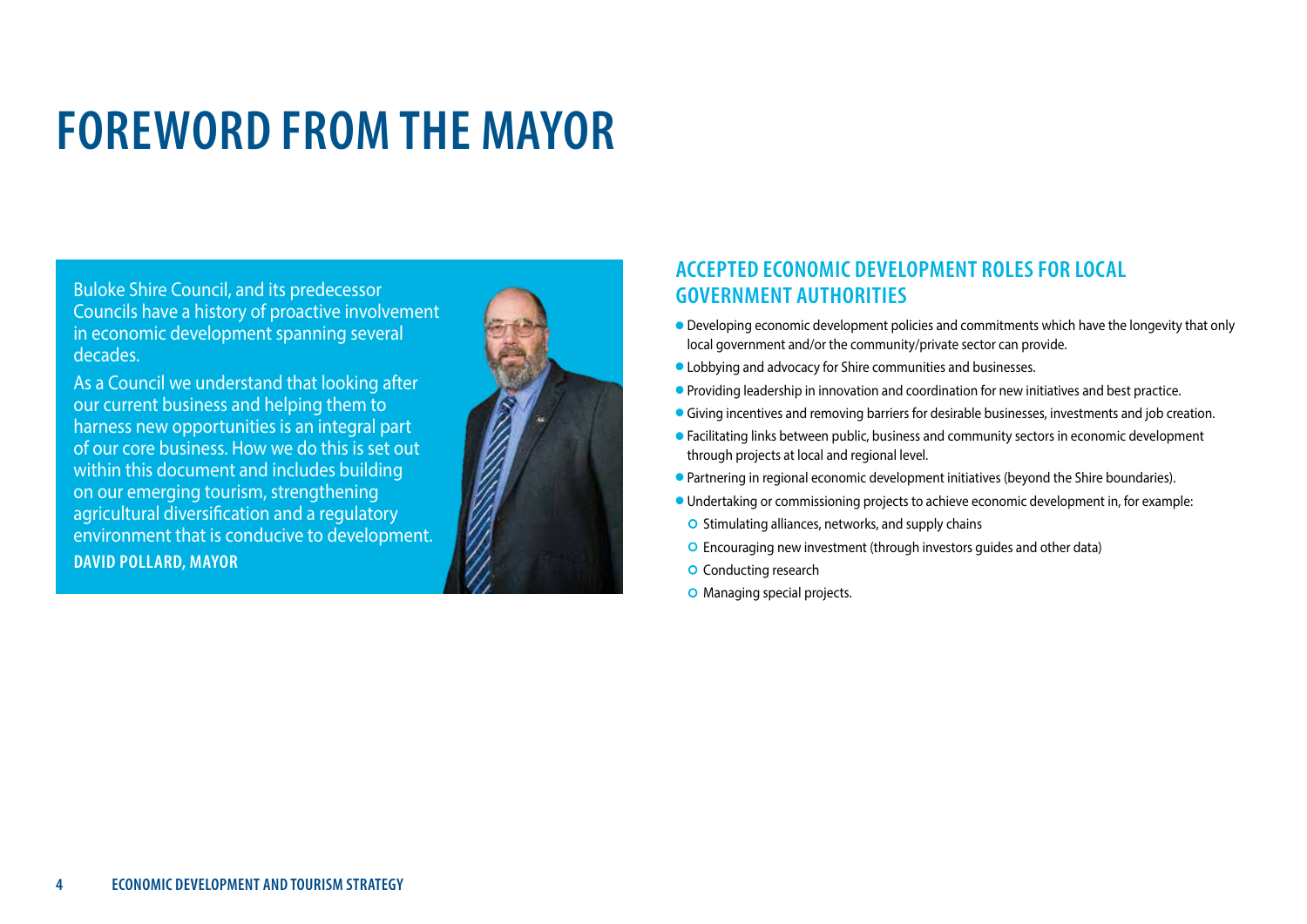# FOREWORD FROM THE MAYOR

Buloke Shire Council, and its predecessor Councils have a history of proactive involvement in economic development spanning several decades.

As a Council we understand that looking after our current business and helping them to harness new opportunities is an integral part of our core business. How we do this is set out within this document and includes building on our emerging tourism, strengthening agricultural diversification and a regulatory environment that is conducive to development.

**DAVID POLLARD, MAYOR**

## ACCEPTED ECONOMIC DEVELOPMENT ROLES FOR LOCAL GOVERNMENT AUTHORITIES

- Developing economic development policies and commitments which have the longevity that only local government and/or the community/private sector can provide.
- Lobbying and advocacy for Shire communities and businesses.
- Providing leadership in innovation and coordination for new initiatives and best practice.
- Giving incentives and removing barriers for desirable businesses, investments and job creation.
- Facilitating links between public, business and community sectors in economic development through projects at local and regional level.
- Partnering in regional economic development initiatives (beyond the Shire boundaries).
- Undertaking or commissioning projects to achieve economic development in, for example:
  - Stimulating alliances, networks, and supply chains
  - Encouraging new investment (through investors guides and other data)
  - Conducting research
  - Managing special projects.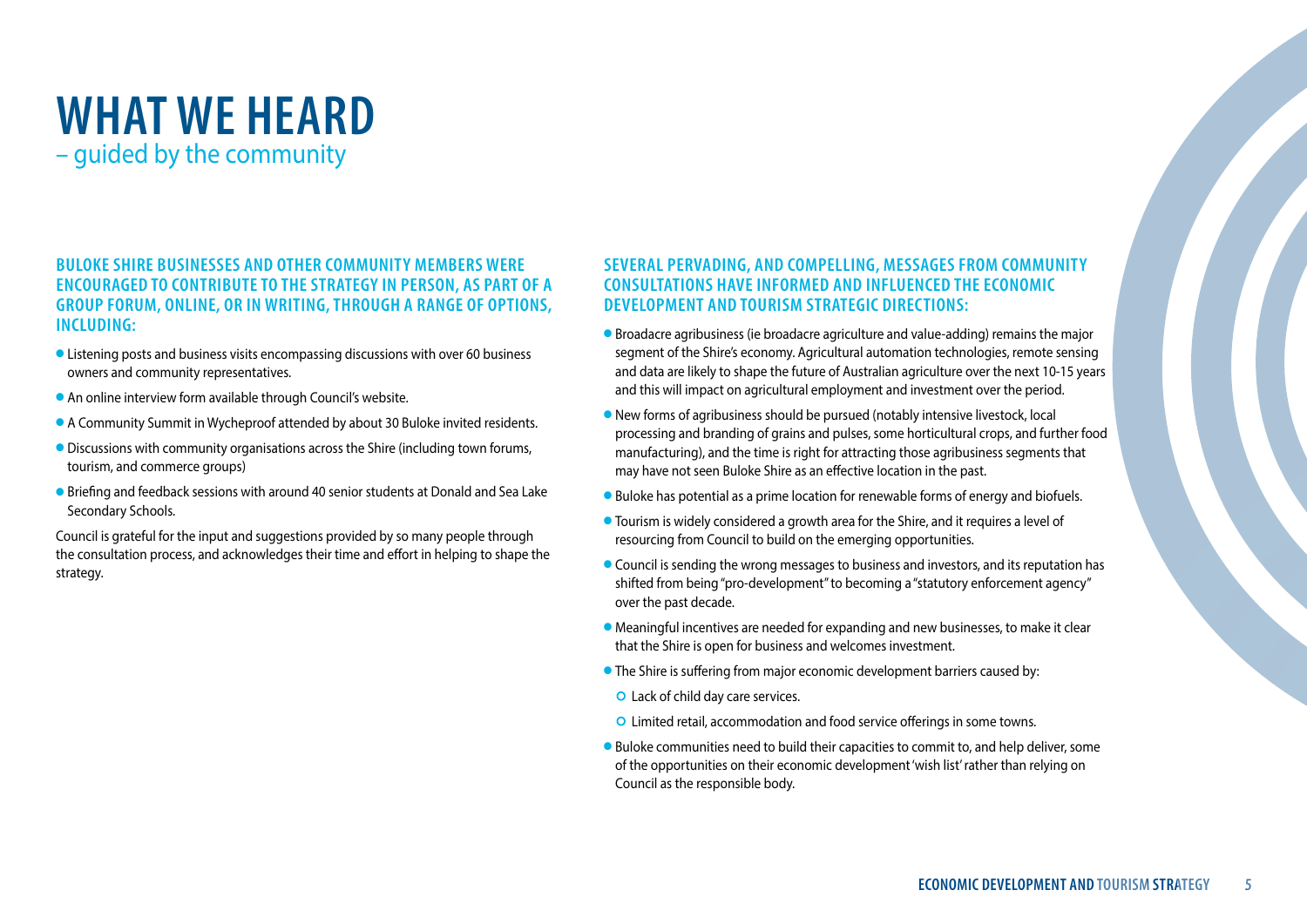# WHAT WE HEARD

## – guided by the community

### BULOKE SHIRE BUSINESSES AND OTHER COMMUNITY MEMBERS WERE ENCOURAGED TO CONTRIBUTE TO THE STRATEGY IN PERSON, AS PART OF A GROUP FORUM, ONLINE, OR IN WRITING, THROUGH A RANGE OF OPTIONS, INCLUDING:

- Listening posts and business visits encompassing discussions with over 60 business owners and community representatives.
- An online interview form available through Council's website.
- A Community Summit in Wycheproof attended by about 30 Buloke invited residents.
- Discussions with community organisations across the Shire (including town forums, tourism, and commerce groups)
- Briefing and feedback sessions with around 40 senior students at Donald and Sea Lake Secondary Schools.

Council is grateful for the input and suggestions provided by so many people through the consultation process, and acknowledges their time and effort in helping to shape the strategy.

### SEVERAL PERVADING, AND COMPELLING, MESSAGES FROM COMMUNITY CONSULTATIONS HAVE INFORMED AND INFLUENCED THE ECONOMIC DEVELOPMENT AND TOURISM STRATEGIC DIRECTIONS:

- Broadacre agribusiness (ie broadacre agriculture and value-adding) remains the major segment of the Shire's economy. Agricultural automation technologies, remote sensing and data are likely to shape the future of Australian agriculture over the next 10-15 years and this will impact on agricultural employment and investment over the period.
- New forms of agribusiness should be pursued (notably intensive livestock, local processing and branding of grains and pulses, some horticultural crops, and further food manufacturing), and the time is right for attracting those agribusiness segments that may have not seen Buloke Shire as an effective location in the past.
- Buloke has potential as a prime location for renewable forms of energy and biofuels.
- Tourism is widely considered a growth area for the Shire, and it requires a level of resourcing from Council to build on the emerging opportunities.
- Council is sending the wrong messages to business and investors, and its reputation has shifted from being "pro-development" to becoming a "statutory enforcement agency" over the past decade.
- Meaningful incentives are needed for expanding and new businesses, to make it clear that the Shire is open for business and welcomes investment.
- The Shire is suffering from major economic development barriers caused by:
  - Lack of child day care services.
  - Limited retail, accommodation and food service offerings in some towns.
- Buloke communities need to build their capacities to commit to, and help deliver, some of the opportunities on their economic development 'wish list' rather than relying on Council as the responsible body.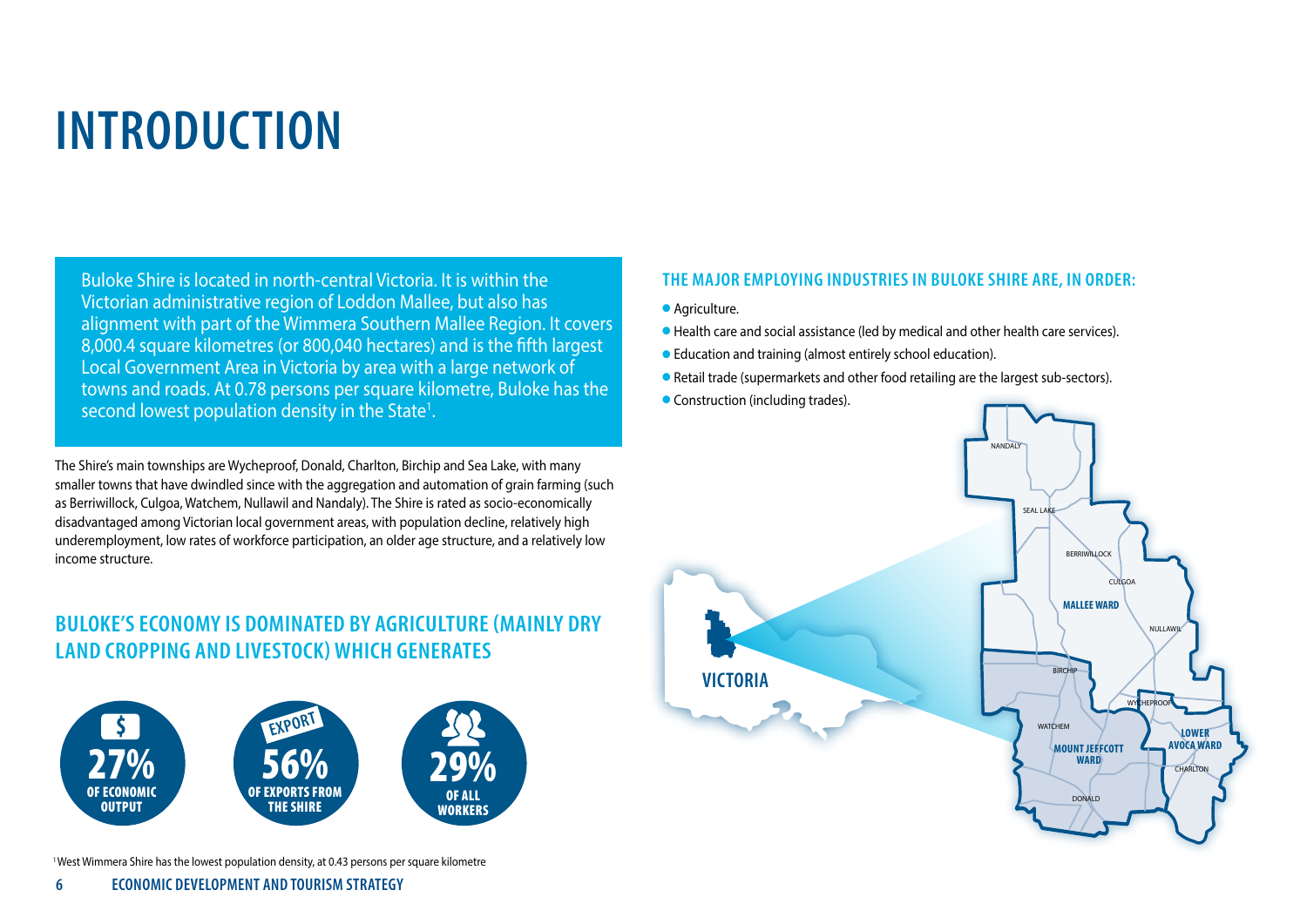# INTRODUCTION

Buloke Shire is located in north-central Victoria. It is within the Victorian administrative region of Loddon Mallee, but also has alignment with part of the Wimmera Southern Mallee Region. It covers 8,000.4 square kilometres (or 800,040 hectares) and is the fifth largest Local Government Area in Victoria by area with a large network of towns and roads. At 0.78 persons per square kilometre, Buloke has the second lowest population density in the State[1].

The Shire's main townships are Wycheproof, Donald, Charlton, Birchip and Sea Lake, with many smaller towns that have dwindled since with the aggregation and automation of grain farming (such as Berriwillock, Culgoa, Watchem, Nullawil and Nandaly). The Shire is rated as socio-economically disadvantaged among Victorian local government areas, with population decline, relatively high underemployment, low rates of workforce participation, an older age structure, and a relatively low income structure.

## BULOKE'S ECONOMY IS DOMINATED BY AGRICULTURE (MAINLY DRY LAND CROPPING AND LIVESTOCK) WHICH GENERATES

- **27%** OF ECONOMIC OUTPUT
- **56%** OF EXPORTS FROM THE SHIRE
- **29%** OF ALL WORKERS

### THE MAJOR EMPLOYING INDUSTRIES IN BULOKE SHIRE ARE, IN ORDER:

- Agriculture.
- Health care and social assistance (led by medical and other health care services).
- Education and training (almost entirely school education).
- Retail trade (supermarkets and other food retailing are the largest sub-sectors).
- Construction (including trades).

VICTORIA

NANDALY, SEAL LAKE, BERRIWILLOCK, CULGOA, MALLEE WARD, NULLAWIL, BIRCHIP, WYCHEPROOF, WATCHEM, MOUNT JEFFCOTT WARD, LOWER AVOCA WARD, CHARLTON, DONALD

[1] West Wimmera Shire has the lowest population density, at 0.43 persons per square kilometre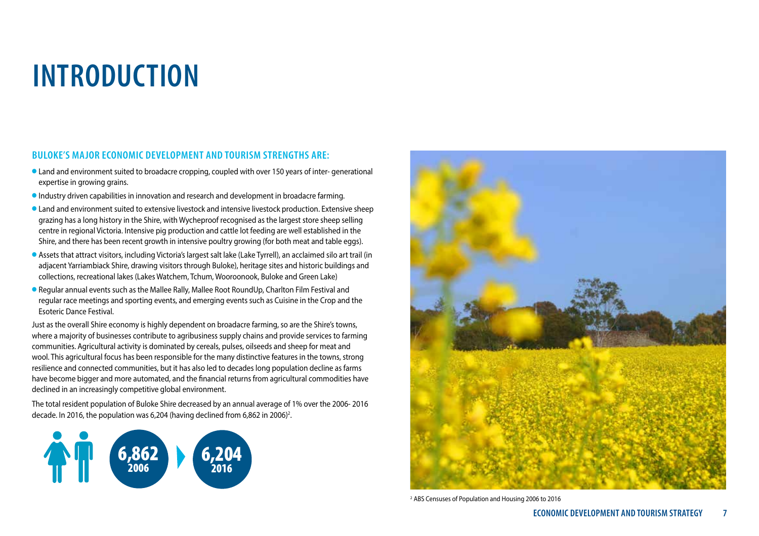# INTRODUCTION

### BULOKE'S MAJOR ECONOMIC DEVELOPMENT AND TOURISM STRENGTHS ARE:

- Land and environment suited to broadacre cropping, coupled with over 150 years of inter- generational expertise in growing grains.
- Industry driven capabilities in innovation and research and development in broadacre farming.
- Land and environment suited to extensive livestock and intensive livestock production. Extensive sheep grazing has a long history in the Shire, with Wycheproof recognised as the largest store sheep selling centre in regional Victoria. Intensive pig production and cattle lot feeding are well established in the Shire, and there has been recent growth in intensive poultry growing (for both meat and table eggs).
- Assets that attract visitors, including Victoria's largest salt lake (Lake Tyrrell), an acclaimed silo art trail (in adjacent Yarriambiack Shire, drawing visitors through Buloke), heritage sites and historic buildings and collections, recreational lakes (Lakes Watchem, Tchum, Wooroonook, Buloke and Green Lake)
- Regular annual events such as the Mallee Rally, Mallee Root RoundUp, Charlton Film Festival and regular race meetings and sporting events, and emerging events such as Cuisine in the Crop and the Esoteric Dance Festival.

Just as the overall Shire economy is highly dependent on broadacre farming, so are the Shire's towns, where a majority of businesses contribute to agribusiness supply chains and provide services to farming communities. Agricultural activity is dominated by cereals, pulses, oilseeds and sheep for meat and wool. This agricultural focus has been responsible for the many distinctive features in the towns, strong resilience and connected communities, but it has also led to decades long population decline as farms have become bigger and more automated, and the financial returns from agricultural commodities have declined in an increasingly competitive global environment.

The total resident population of Buloke Shire decreased by an annual average of 1% over the 2006- 2016 decade. In 2016, the population was 6,204 (having declined from 6,862 in 2006)[2].

6,862 (2006) → 6,204 (2016)

[2] ABS Censuses of Population and Housing 2006 to 2016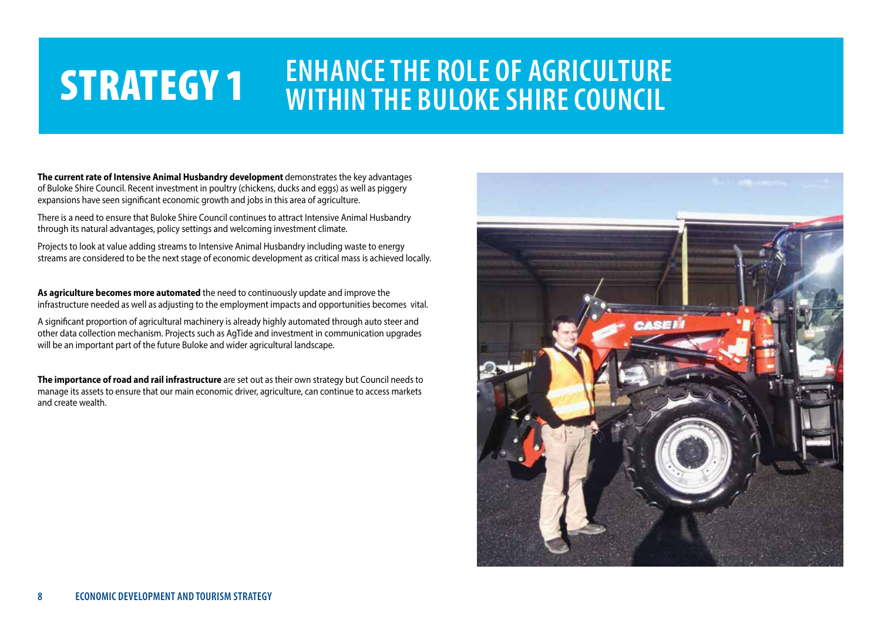# STRATEGY 1 ENHANCE THE ROLE OF AGRICULTURE WITHIN THE BULOKE SHIRE COUNCIL

**The current rate of Intensive Animal Husbandry development** demonstrates the key advantages of Buloke Shire Council. Recent investment in poultry (chickens, ducks and eggs) as well as piggery expansions have seen significant economic growth and jobs in this area of agriculture.

There is a need to ensure that Buloke Shire Council continues to attract Intensive Animal Husbandry through its natural advantages, policy settings and welcoming investment climate.

Projects to look at value adding streams to Intensive Animal Husbandry including waste to energy streams are considered to be the next stage of economic development as critical mass is achieved locally.

**As agriculture becomes more automated** the need to continuously update and improve the infrastructure needed as well as adjusting to the employment impacts and opportunities becomes vital.

A significant proportion of agricultural machinery is already highly automated through auto steer and other data collection mechanism. Projects such as AgTide and investment in communication upgrades will be an important part of the future Buloke and wider agricultural landscape.

**The importance of road and rail infrastructure** are set out as their own strategy but Council needs to manage its assets to ensure that our main economic driver, agriculture, can continue to access markets and create wealth.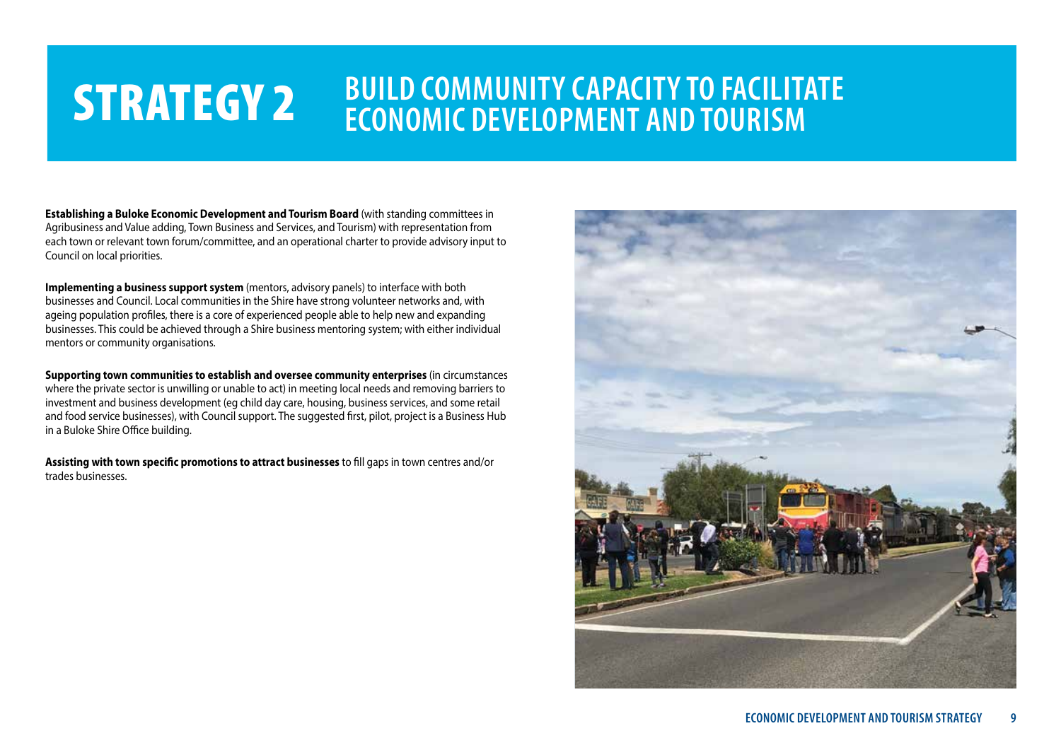# STRATEGY 2 BUILD COMMUNITY CAPACITY TO FACILITATE ECONOMIC DEVELOPMENT AND TOURISM

**Establishing a Buloke Economic Development and Tourism Board** (with standing committees in Agribusiness and Value adding, Town Business and Services, and Tourism) with representation from each town or relevant town forum/committee, and an operational charter to provide advisory input to Council on local priorities.

**Implementing a business support system** (mentors, advisory panels) to interface with both businesses and Council. Local communities in the Shire have strong volunteer networks and, with ageing population profiles, there is a core of experienced people able to help new and expanding businesses. This could be achieved through a Shire business mentoring system; with either individual mentors or community organisations.

**Supporting town communities to establish and oversee community enterprises** (in circumstances where the private sector is unwilling or unable to act) in meeting local needs and removing barriers to investment and business development (eg child day care, housing, business services, and some retail and food service businesses), with Council support. The suggested first, pilot, project is a Business Hub in a Buloke Shire Office building.

**Assisting with town specific promotions to attract businesses** to fill gaps in town centres and/or trades businesses.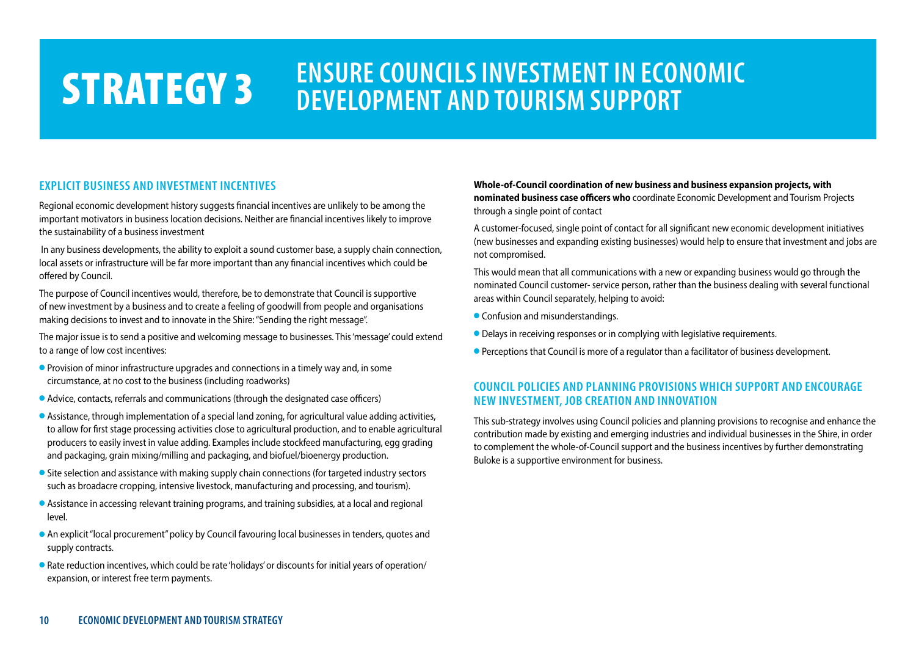# STRATEGY 3 ENSURE COUNCILS INVESTMENT IN ECONOMIC DEVELOPMENT AND TOURISM SUPPORT

## EXPLICIT BUSINESS AND INVESTMENT INCENTIVES

Regional economic development history suggests financial incentives are unlikely to be among the important motivators in business location decisions. Neither are financial incentives likely to improve the sustainability of a business investment

In any business developments, the ability to exploit a sound customer base, a supply chain connection, local assets or infrastructure will be far more important than any financial incentives which could be offered by Council.

The purpose of Council incentives would, therefore, be to demonstrate that Council is supportive of new investment by a business and to create a feeling of goodwill from people and organisations making decisions to invest and to innovate in the Shire: "Sending the right message".

The major issue is to send a positive and welcoming message to businesses. This 'message' could extend to a range of low cost incentives:

- Provision of minor infrastructure upgrades and connections in a timely way and, in some circumstance, at no cost to the business (including roadworks)
- Advice, contacts, referrals and communications (through the designated case officers)
- Assistance, through implementation of a special land zoning, for agricultural value adding activities, to allow for first stage processing activities close to agricultural production, and to enable agricultural producers to easily invest in value adding. Examples include stockfeed manufacturing, egg grading and packaging, grain mixing/milling and packaging, and biofuel/bioenergy production.
- Site selection and assistance with making supply chain connections (for targeted industry sectors such as broadacre cropping, intensive livestock, manufacturing and processing, and tourism).
- Assistance in accessing relevant training programs, and training subsidies, at a local and regional level.
- An explicit "local procurement" policy by Council favouring local businesses in tenders, quotes and supply contracts.
- Rate reduction incentives, which could be rate 'holidays' or discounts for initial years of operation/ expansion, or interest free term payments.

**Whole-of-Council coordination of new business and business expansion projects, with nominated business case officers who** coordinate Economic Development and Tourism Projects through a single point of contact

A customer-focused, single point of contact for all significant new economic development initiatives (new businesses and expanding existing businesses) would help to ensure that investment and jobs are not compromised.

This would mean that all communications with a new or expanding business would go through the nominated Council customer- service person, rather than the business dealing with several functional areas within Council separately, helping to avoid:

- Confusion and misunderstandings.
- Delays in receiving responses or in complying with legislative requirements.
- Perceptions that Council is more of a regulator than a facilitator of business development.

## COUNCIL POLICIES AND PLANNING PROVISIONS WHICH SUPPORT AND ENCOURAGE NEW INVESTMENT, JOB CREATION AND INNOVATION

This sub-strategy involves using Council policies and planning provisions to recognise and enhance the contribution made by existing and emerging industries and individual businesses in the Shire, in order to complement the whole-of-Council support and the business incentives by further demonstrating Buloke is a supportive environment for business.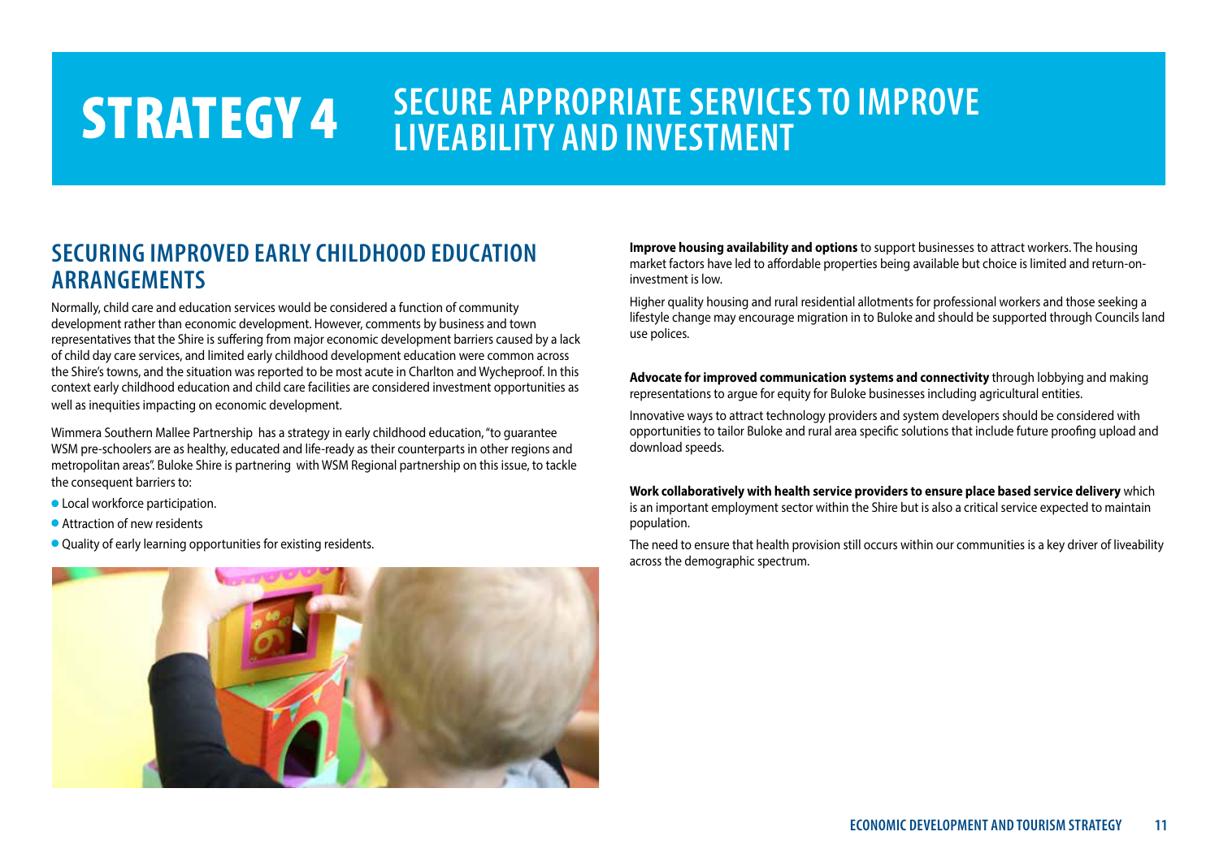# STRATEGY 4 SECURE APPROPRIATE SERVICES TO IMPROVE LIVEABILITY AND INVESTMENT

## SECURING IMPROVED EARLY CHILDHOOD EDUCATION ARRANGEMENTS

Normally, child care and education services would be considered a function of community development rather than economic development. However, comments by business and town representatives that the Shire is suffering from major economic development barriers caused by a lack of child day care services, and limited early childhood development education were common across the Shire's towns, and the situation was reported to be most acute in Charlton and Wycheproof. In this context early childhood education and child care facilities are considered investment opportunities as well as inequities impacting on economic development.

Wimmera Southern Mallee Partnership has a strategy in early childhood education, "to guarantee WSM pre-schoolers are as healthy, educated and life-ready as their counterparts in other regions and metropolitan areas". Buloke Shire is partnering with WSM Regional partnership on this issue, to tackle the consequent barriers to:

- Local workforce participation.
- Attraction of new residents
- Quality of early learning opportunities for existing residents.

**Improve housing availability and options** to support businesses to attract workers. The housing market factors have led to affordable properties being available but choice is limited and return-on-investment is low.

Higher quality housing and rural residential allotments for professional workers and those seeking a lifestyle change may encourage migration in to Buloke and should be supported through Councils land use polices.

**Advocate for improved communication systems and connectivity** through lobbying and making representations to argue for equity for Buloke businesses including agricultural entities.

Innovative ways to attract technology providers and system developers should be considered with opportunities to tailor Buloke and rural area specific solutions that include future proofing upload and download speeds.

**Work collaboratively with health service providers to ensure place based service delivery** which is an important employment sector within the Shire but is also a critical service expected to maintain population.

The need to ensure that health provision still occurs within our communities is a key driver of liveability across the demographic spectrum.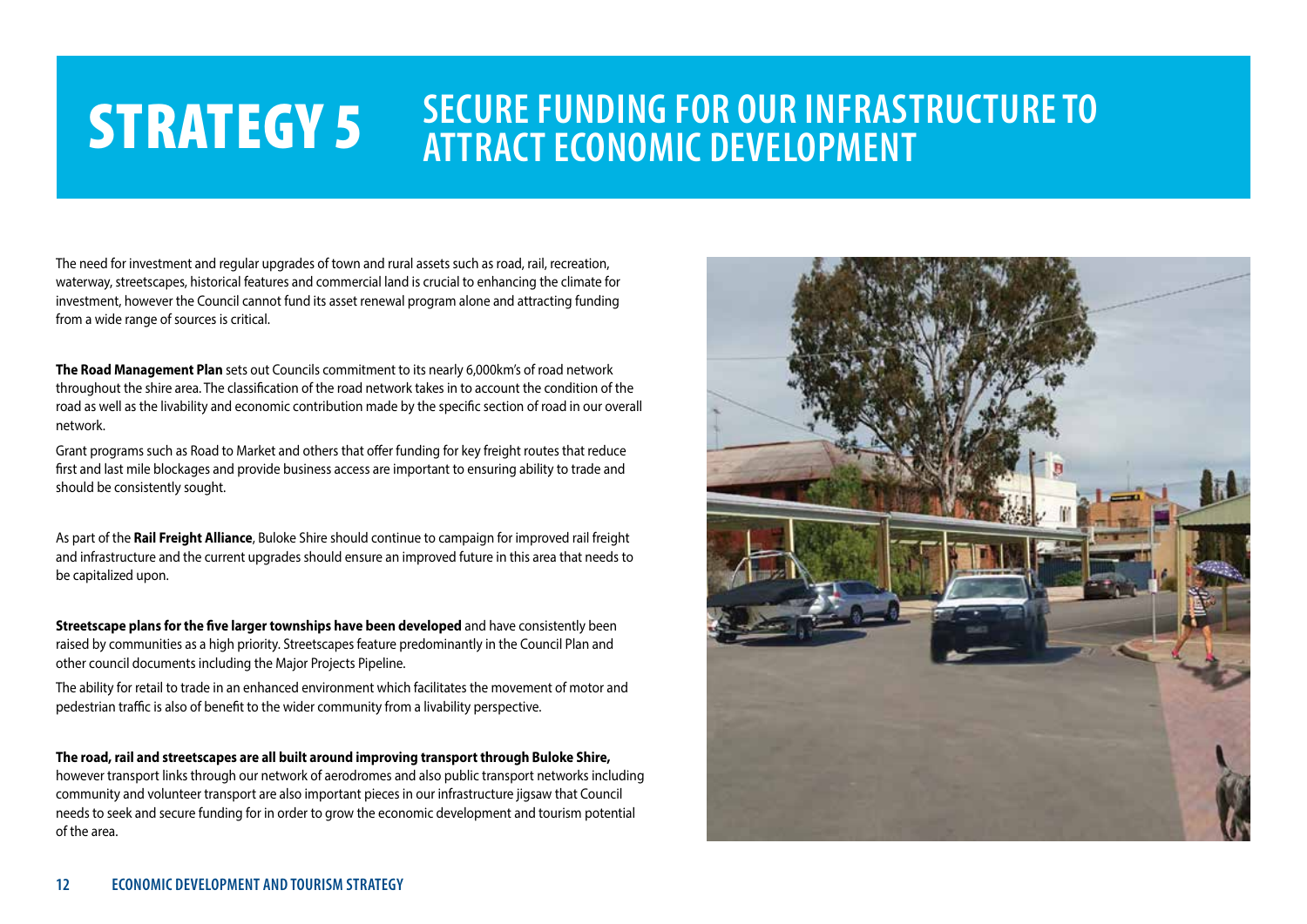# STRATEGY 5 SECURE FUNDING FOR OUR INFRASTRUCTURE TO ATTRACT ECONOMIC DEVELOPMENT

The need for investment and regular upgrades of town and rural assets such as road, rail, recreation, waterway, streetscapes, historical features and commercial land is crucial to enhancing the climate for investment, however the Council cannot fund its asset renewal program alone and attracting funding from a wide range of sources is critical.

**The Road Management Plan** sets out Councils commitment to its nearly 6,000km's of road network throughout the shire area. The classification of the road network takes in to account the condition of the road as well as the livability and economic contribution made by the specific section of road in our overall network.

Grant programs such as Road to Market and others that offer funding for key freight routes that reduce first and last mile blockages and provide business access are important to ensuring ability to trade and should be consistently sought.

As part of the **Rail Freight Alliance**, Buloke Shire should continue to campaign for improved rail freight and infrastructure and the current upgrades should ensure an improved future in this area that needs to be capitalized upon.

**Streetscape plans for the five larger townships have been developed** and have consistently been raised by communities as a high priority. Streetscapes feature predominantly in the Council Plan and other council documents including the Major Projects Pipeline.

The ability for retail to trade in an enhanced environment which facilitates the movement of motor and pedestrian traffic is also of benefit to the wider community from a livability perspective.

**The road, rail and streetscapes are all built around improving transport through Buloke Shire,** however transport links through our network of aerodromes and also public transport networks including community and volunteer transport are also important pieces in our infrastructure jigsaw that Council needs to seek and secure funding for in order to grow the economic development and tourism potential of the area.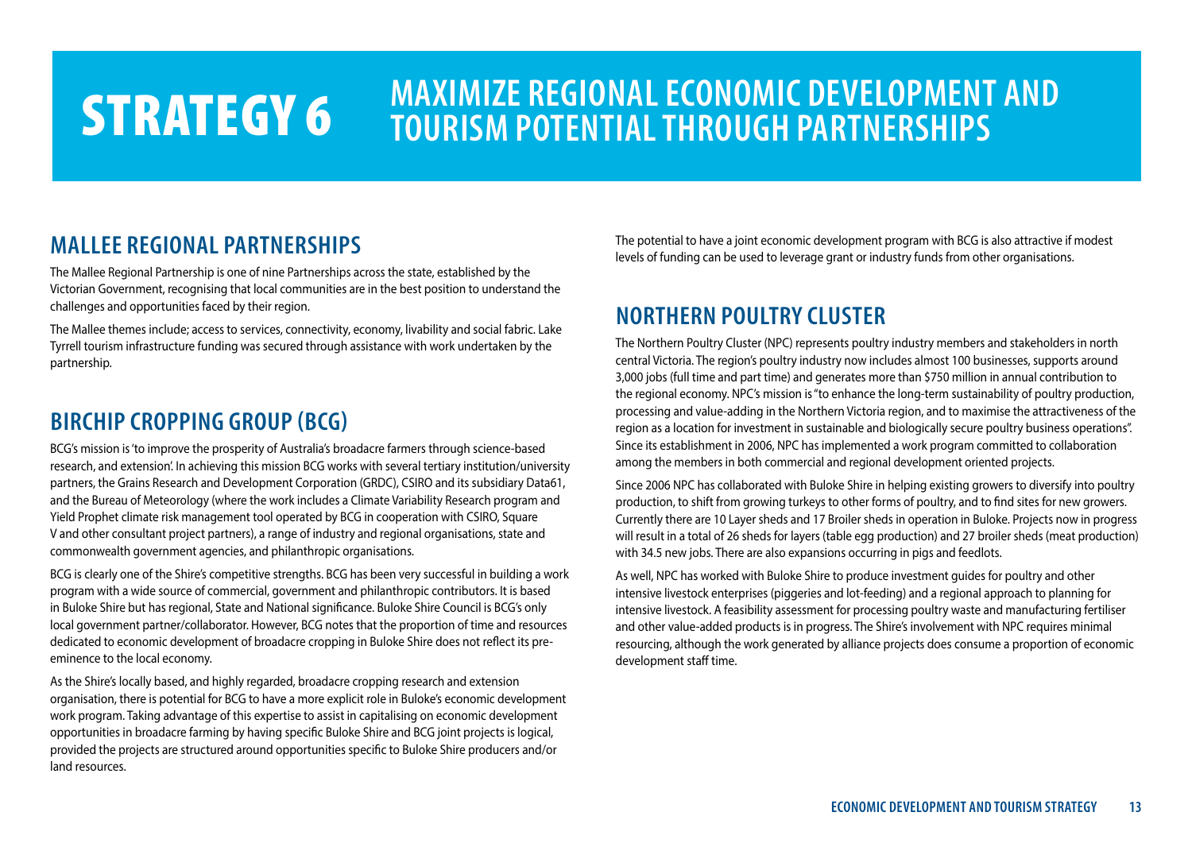# STRATEGY 6 MAXIMIZE REGIONAL ECONOMIC DEVELOPMENT AND TOURISM POTENTIAL THROUGH PARTNERSHIPS

## MALLEE REGIONAL PARTNERSHIPS

The Mallee Regional Partnership is one of nine Partnerships across the state, established by the Victorian Government, recognising that local communities are in the best position to understand the challenges and opportunities faced by their region.

The Mallee themes include; access to services, connectivity, economy, livability and social fabric. Lake Tyrrell tourism infrastructure funding was secured through assistance with work undertaken by the partnership.

## BIRCHIP CROPPING GROUP (BCG)

BCG's mission is 'to improve the prosperity of Australia's broadacre farmers through science-based research, and extension'. In achieving this mission BCG works with several tertiary institution/university partners, the Grains Research and Development Corporation (GRDC), CSIRO and its subsidiary Data61, and the Bureau of Meteorology (where the work includes a Climate Variability Research program and Yield Prophet climate risk management tool operated by BCG in cooperation with CSIRO, Square V and other consultant project partners), a range of industry and regional organisations, state and commonwealth government agencies, and philanthropic organisations.

BCG is clearly one of the Shire's competitive strengths. BCG has been very successful in building a work program with a wide source of commercial, government and philanthropic contributors. It is based in Buloke Shire but has regional, State and National significance. Buloke Shire Council is BCG's only local government partner/collaborator. However, BCG notes that the proportion of time and resources dedicated to economic development of broadacre cropping in Buloke Shire does not reflect its pre-eminence to the local economy.

As the Shire's locally based, and highly regarded, broadacre cropping research and extension organisation, there is potential for BCG to have a more explicit role in Buloke's economic development work program. Taking advantage of this expertise to assist in capitalising on economic development opportunities in broadacre farming by having specific Buloke Shire and BCG joint projects is logical, provided the projects are structured around opportunities specific to Buloke Shire producers and/or land resources.

The potential to have a joint economic development program with BCG is also attractive if modest levels of funding can be used to leverage grant or industry funds from other organisations.

## NORTHERN POULTRY CLUSTER

The Northern Poultry Cluster (NPC) represents poultry industry members and stakeholders in north central Victoria. The region's poultry industry now includes almost 100 businesses, supports around 3,000 jobs (full time and part time) and generates more than $750 million in annual contribution to the regional economy. NPC's mission is "to enhance the long-term sustainability of poultry production, processing and value-adding in the Northern Victoria region, and to maximise the attractiveness of the region as a location for investment in sustainable and biologically secure poultry business operations". Since its establishment in 2006, NPC has implemented a work program committed to collaboration among the members in both commercial and regional development oriented projects.

Since 2006 NPC has collaborated with Buloke Shire in helping existing growers to diversify into poultry production, to shift from growing turkeys to other forms of poultry, and to find sites for new growers. Currently there are 10 Layer sheds and 17 Broiler sheds in operation in Buloke. Projects now in progress will result in a total of 26 sheds for layers (table egg production) and 27 broiler sheds (meat production) with 34.5 new jobs. There are also expansions occurring in pigs and feedlots.

As well, NPC has worked with Buloke Shire to produce investment guides for poultry and other intensive livestock enterprises (piggeries and lot-feeding) and a regional approach to planning for intensive livestock. A feasibility assessment for processing poultry waste and manufacturing fertiliser and other value-added products is in progress. The Shire's involvement with NPC requires minimal resourcing, although the work generated by alliance projects does consume a proportion of economic development staff time.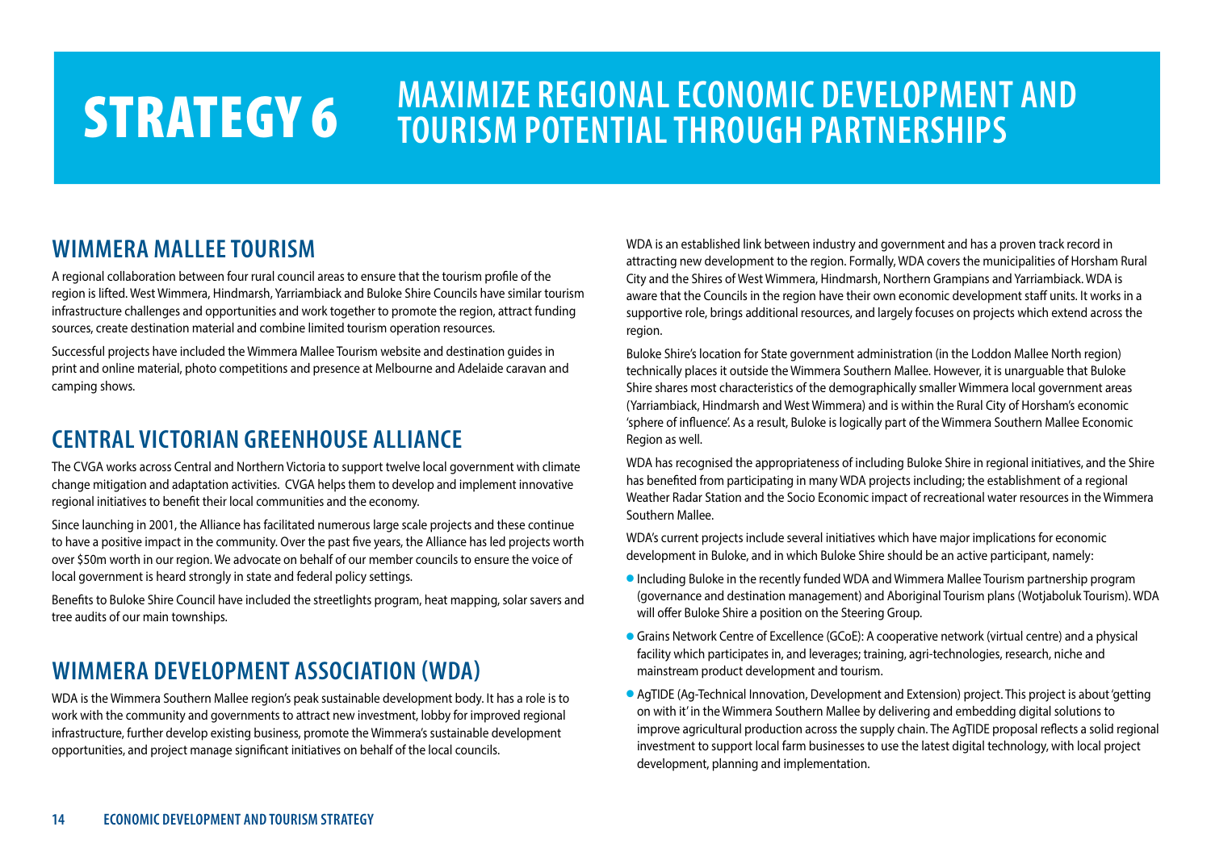# STRATEGY 6 MAXIMIZE REGIONAL ECONOMIC DEVELOPMENT AND TOURISM POTENTIAL THROUGH PARTNERSHIPS

## WIMMERA MALLEE TOURISM

A regional collaboration between four rural council areas to ensure that the tourism profile of the region is lifted. West Wimmera, Hindmarsh, Yarriambiack and Buloke Shire Councils have similar tourism infrastructure challenges and opportunities and work together to promote the region, attract funding sources, create destination material and combine limited tourism operation resources.

Successful projects have included the Wimmera Mallee Tourism website and destination guides in print and online material, photo competitions and presence at Melbourne and Adelaide caravan and camping shows.

## CENTRAL VICTORIAN GREENHOUSE ALLIANCE

The CVGA works across Central and Northern Victoria to support twelve local government with climate change mitigation and adaptation activities. CVGA helps them to develop and implement innovative regional initiatives to benefit their local communities and the economy.

Since launching in 2001, the Alliance has facilitated numerous large scale projects and these continue to have a positive impact in the community. Over the past five years, the Alliance has led projects worth over $50m worth in our region. We advocate on behalf of our member councils to ensure the voice of local government is heard strongly in state and federal policy settings.

Benefits to Buloke Shire Council have included the streetlights program, heat mapping, solar savers and tree audits of our main townships.

## WIMMERA DEVELOPMENT ASSOCIATION (WDA)

WDA is the Wimmera Southern Mallee region's peak sustainable development body. It has a role is to work with the community and governments to attract new investment, lobby for improved regional infrastructure, further develop existing business, promote the Wimmera's sustainable development opportunities, and project manage significant initiatives on behalf of the local councils.

WDA is an established link between industry and government and has a proven track record in attracting new development to the region. Formally, WDA covers the municipalities of Horsham Rural City and the Shires of West Wimmera, Hindmarsh, Northern Grampians and Yarriambiack. WDA is aware that the Councils in the region have their own economic development staff units. It works in a supportive role, brings additional resources, and largely focuses on projects which extend across the region.

Buloke Shire's location for State government administration (in the Loddon Mallee North region) technically places it outside the Wimmera Southern Mallee. However, it is unarguable that Buloke Shire shares most characteristics of the demographically smaller Wimmera local government areas (Yarriambiack, Hindmarsh and West Wimmera) and is within the Rural City of Horsham's economic 'sphere of influence'. As a result, Buloke is logically part of the Wimmera Southern Mallee Economic Region as well.

WDA has recognised the appropriateness of including Buloke Shire in regional initiatives, and the Shire has benefited from participating in many WDA projects including; the establishment of a regional Weather Radar Station and the Socio Economic impact of recreational water resources in the Wimmera Southern Mallee.

WDA's current projects include several initiatives which have major implications for economic development in Buloke, and in which Buloke Shire should be an active participant, namely:

- Including Buloke in the recently funded WDA and Wimmera Mallee Tourism partnership program (governance and destination management) and Aboriginal Tourism plans (Wotjaboluk Tourism). WDA will offer Buloke Shire a position on the Steering Group.
- Grains Network Centre of Excellence (GCoE): A cooperative network (virtual centre) and a physical facility which participates in, and leverages; training, agri-technologies, research, niche and mainstream product development and tourism.
- AgTIDE (Ag-Technical Innovation, Development and Extension) project. This project is about 'getting on with it' in the Wimmera Southern Mallee by delivering and embedding digital solutions to improve agricultural production across the supply chain. The AgTIDE proposal reflects a solid regional investment to support local farm businesses to use the latest digital technology, with local project development, planning and implementation.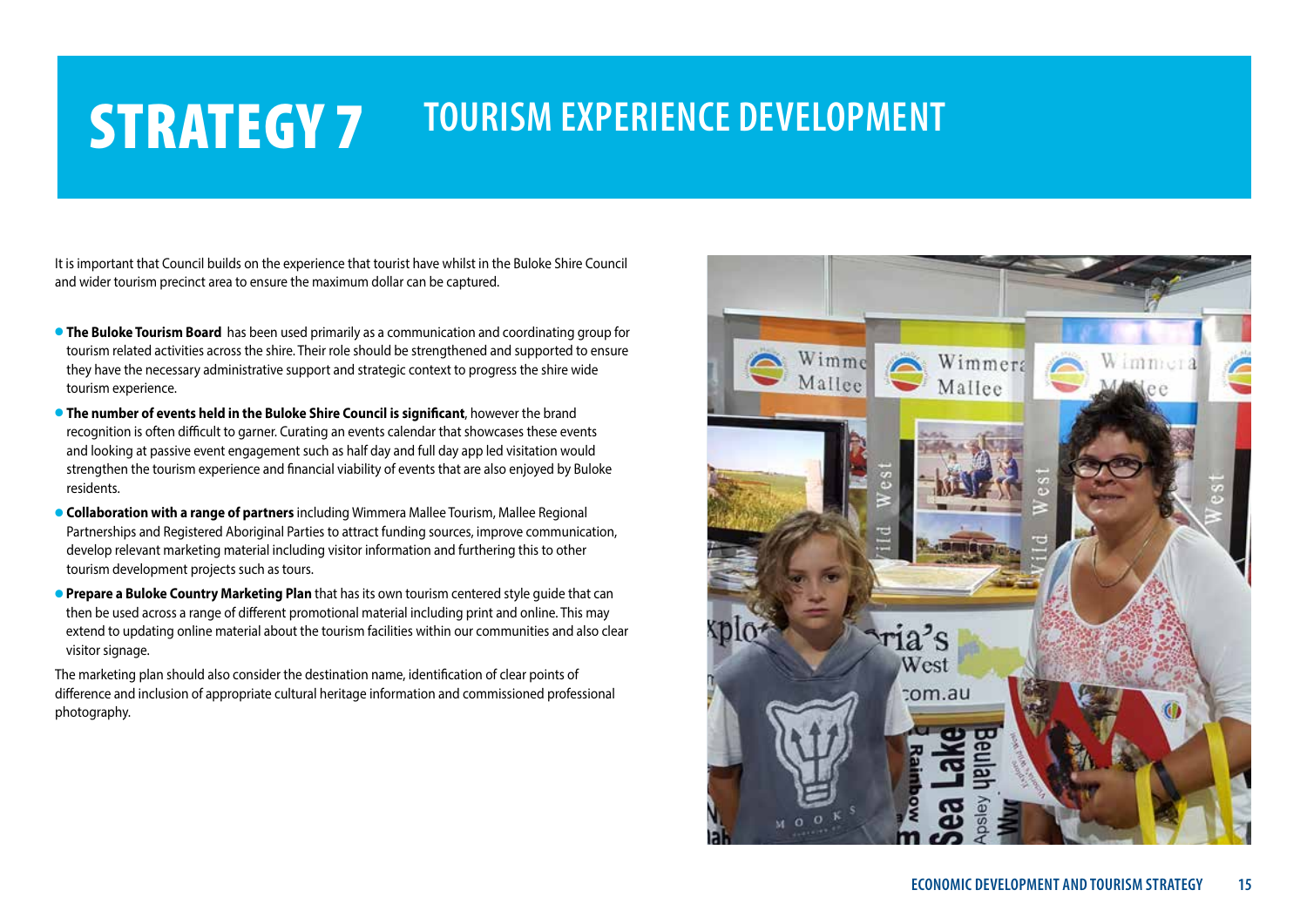# STRATEGY 7 TOURISM EXPERIENCE DEVELOPMENT

It is important that Council builds on the experience that tourist have whilst in the Buloke Shire Council and wider tourism precinct area to ensure the maximum dollar can be captured.

- **The Buloke Tourism Board** has been used primarily as a communication and coordinating group for tourism related activities across the shire. Their role should be strengthened and supported to ensure they have the necessary administrative support and strategic context to progress the shire wide tourism experience.
- **The number of events held in the Buloke Shire Council is significant**, however the brand recognition is often difficult to garner. Curating an events calendar that showcases these events and looking at passive event engagement such as half day and full day app led visitation would strengthen the tourism experience and financial viability of events that are also enjoyed by Buloke residents.
- **Collaboration with a range of partners** including Wimmera Mallee Tourism, Mallee Regional Partnerships and Registered Aboriginal Parties to attract funding sources, improve communication, develop relevant marketing material including visitor information and furthering this to other tourism development projects such as tours.
- **Prepare a Buloke Country Marketing Plan** that has its own tourism centered style guide that can then be used across a range of different promotional material including print and online. This may extend to updating online material about the tourism facilities within our communities and also clear visitor signage.

The marketing plan should also consider the destination name, identification of clear points of difference and inclusion of appropriate cultural heritage information and commissioned professional photography.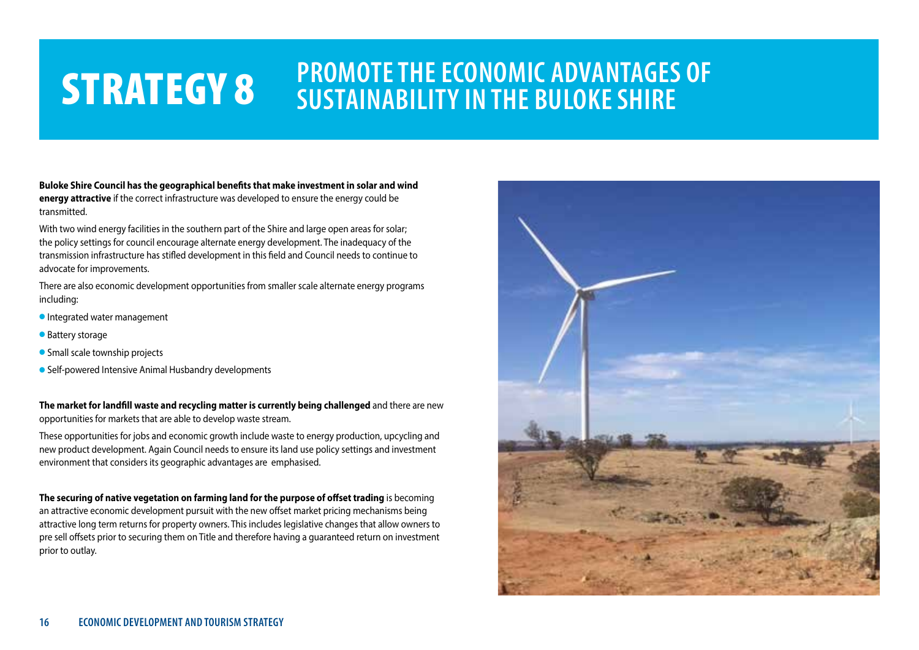# STRATEGY 8 PROMOTE THE ECONOMIC ADVANTAGES OF SUSTAINABILITY IN THE BULOKE SHIRE

**Buloke Shire Council has the geographical benefits that make investment in solar and wind energy attractive** if the correct infrastructure was developed to ensure the energy could be transmitted.

With two wind energy facilities in the southern part of the Shire and large open areas for solar; the policy settings for council encourage alternate energy development. The inadequacy of the transmission infrastructure has stifled development in this field and Council needs to continue to advocate for improvements.

There are also economic development opportunities from smaller scale alternate energy programs including:

- Integrated water management
- Battery storage
- Small scale township projects
- Self-powered Intensive Animal Husbandry developments

**The market for landfill waste and recycling matter is currently being challenged** and there are new opportunities for markets that are able to develop waste stream.

These opportunities for jobs and economic growth include waste to energy production, upcycling and new product development. Again Council needs to ensure its land use policy settings and investment environment that considers its geographic advantages are emphasised.

**The securing of native vegetation on farming land for the purpose of offset trading** is becoming an attractive economic development pursuit with the new offset market pricing mechanisms being attractive long term returns for property owners. This includes legislative changes that allow owners to pre sell offsets prior to securing them on Title and therefore having a guaranteed return on investment prior to outlay.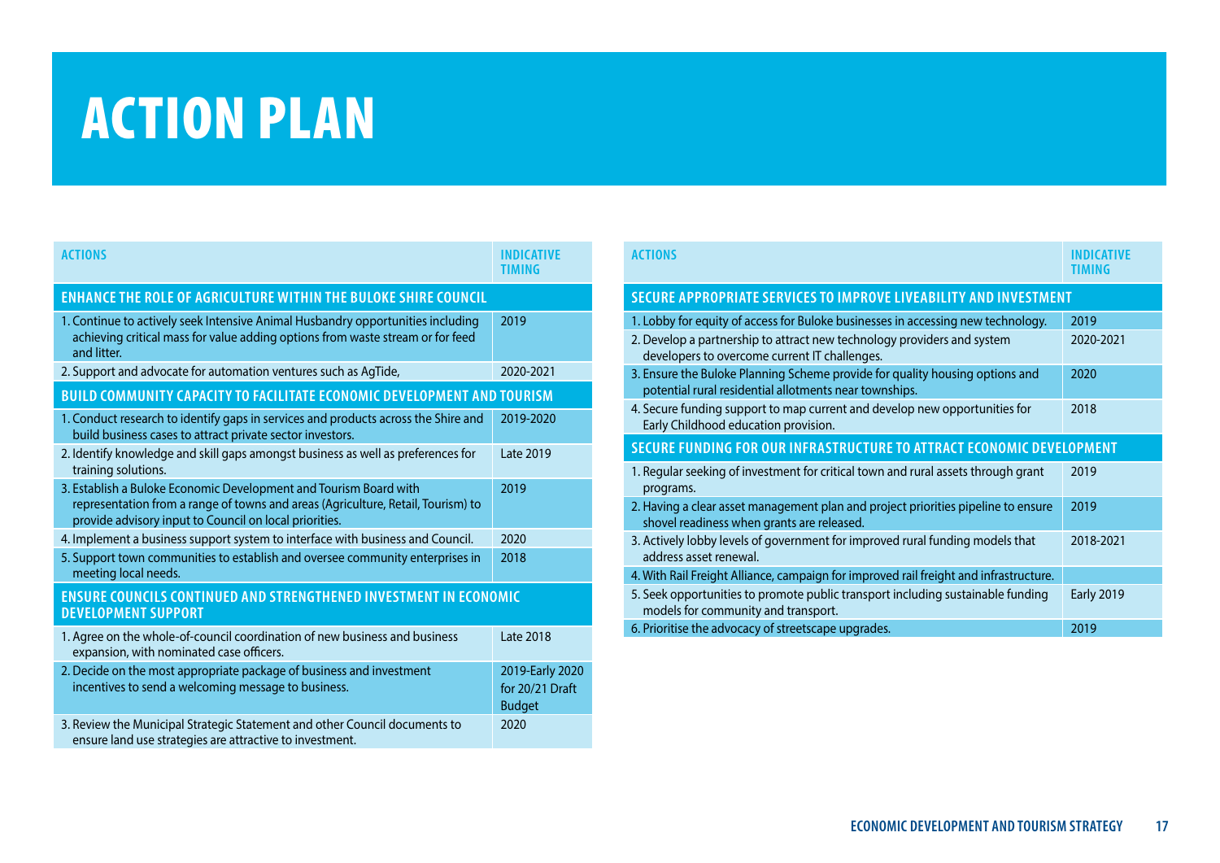# ACTION PLAN

| ACTIONS | INDICATIVE TIMING |
|---|---|
| **ENHANCE THE ROLE OF AGRICULTURE WITHIN THE BULOKE SHIRE COUNCIL** | |
| 1. Continue to actively seek Intensive Animal Husbandry opportunities including achieving critical mass for value adding options from waste stream or for feed and litter. | 2019 |
| 2. Support and advocate for automation ventures such as AgTide, | 2020-2021 |
| **BUILD COMMUNITY CAPACITY TO FACILITATE ECONOMIC DEVELOPMENT AND TOURISM** | |
| 1. Conduct research to identify gaps in services and products across the Shire and build business cases to attract private sector investors. | 2019-2020 |
| 2. Identify knowledge and skill gaps amongst business as well as preferences for training solutions. | Late 2019 |
| 3. Establish a Buloke Economic Development and Tourism Board with representation from a range of towns and areas (Agriculture, Retail, Tourism) to provide advisory input to Council on local priorities. | 2019 |
| 4. Implement a business support system to interface with business and Council. | 2020 |
| 5. Support town communities to establish and oversee community enterprises in meeting local needs. | 2018 |
| **ENSURE COUNCILS CONTINUED AND STRENGTHENED INVESTMENT IN ECONOMIC DEVELOPMENT SUPPORT** | |
| 1. Agree on the whole-of-council coordination of new business and business expansion, with nominated case officers. | Late 2018 |
| 2. Decide on the most appropriate package of business and investment incentives to send a welcoming message to business. | 2019-Early 2020 for 20/21 Draft Budget |
| 3. Review the Municipal Strategic Statement and other Council documents to ensure land use strategies are attractive to investment. | 2020 |

| ACTIONS | INDICATIVE TIMING |
|---|---|
| **SECURE APPROPRIATE SERVICES TO IMPROVE LIVEABILITY AND INVESTMENT** | |
| 1. Lobby for equity of access for Buloke businesses in accessing new technology. | 2019 |
| 2. Develop a partnership to attract new technology providers and system developers to overcome current IT challenges. | 2020-2021 |
| 3. Ensure the Buloke Planning Scheme provide for quality housing options and potential rural residential allotments near townships. | 2020 |
| 4. Secure funding support to map current and develop new opportunities for Early Childhood education provision. | 2018 |
| **SECURE FUNDING FOR OUR INFRASTRUCTURE TO ATTRACT ECONOMIC DEVELOPMENT** | |
| 1. Regular seeking of investment for critical town and rural assets through grant programs. | 2019 |
| 2. Having a clear asset management plan and project priorities pipeline to ensure shovel readiness when grants are released. | 2019 |
| 3. Actively lobby levels of government for improved rural funding models that address asset renewal. | 2018-2021 |
| 4. With Rail Freight Alliance, campaign for improved rail freight and infrastructure. | |
| 5. Seek opportunities to promote public transport including sustainable funding models for community and transport. | Early 2019 |
| 6. Prioritise the advocacy of streetscape upgrades. | 2019 |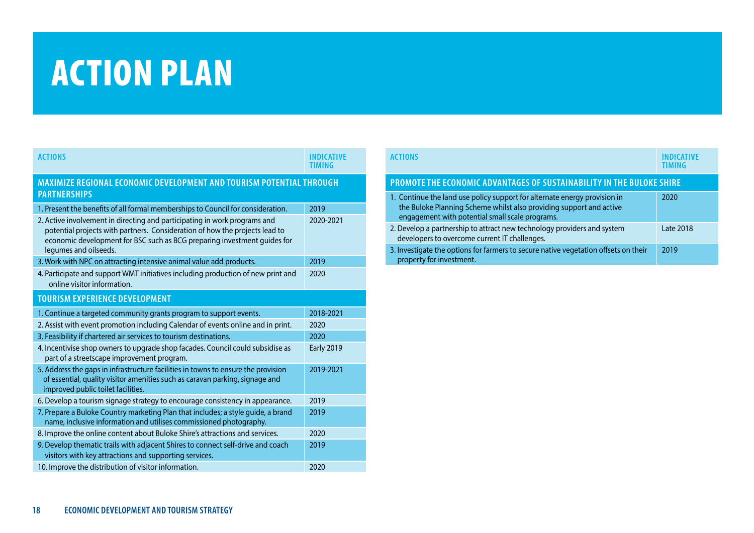# ACTION PLAN

| ACTIONS | INDICATIVE TIMING |
|---|---|
| **MAXIMIZE REGIONAL ECONOMIC DEVELOPMENT AND TOURISM POTENTIAL THROUGH PARTNERSHIPS** | |
| 1. Present the benefits of all formal memberships to Council for consideration. | 2019 |
| 2. Active involvement in directing and participating in work programs and potential projects with partners. Consideration of how the projects lead to economic development for BSC such as BCG preparing investment guides for legumes and oilseeds. | 2020-2021 |
| 3. Work with NPC on attracting intensive animal value add products. | 2019 |
| 4. Participate and support WMT initiatives including production of new print and online visitor information. | 2020 |
| **TOURISM EXPERIENCE DEVELOPMENT** | |
| 1. Continue a targeted community grants program to support events. | 2018-2021 |
| 2. Assist with event promotion including Calendar of events online and in print. | 2020 |
| 3. Feasibility if chartered air services to tourism destinations. | 2020 |
| 4. Incentivise shop owners to upgrade shop facades. Council could subsidise as part of a streetscape improvement program. | Early 2019 |
| 5. Address the gaps in infrastructure facilities in towns to ensure the provision of essential, quality visitor amenities such as caravan parking, signage and improved public toilet facilities. | 2019-2021 |
| 6. Develop a tourism signage strategy to encourage consistency in appearance. | 2019 |
| 7. Prepare a Buloke Country marketing Plan that includes; a style guide, a brand name, inclusive information and utilises commissioned photography. | 2019 |
| 8. Improve the online content about Buloke Shire's attractions and services. | 2020 |
| 9. Develop thematic trails with adjacent Shires to connect self-drive and coach visitors with key attractions and supporting services. | 2019 |
| 10. Improve the distribution of visitor information. | 2020 |

| ACTIONS | INDICATIVE TIMING |
|---|---|
| **PROMOTE THE ECONOMIC ADVANTAGES OF SUSTAINABILITY IN THE BULOKE SHIRE** | |
| 1. Continue the land use policy support for alternate energy provision in the Buloke Planning Scheme whilst also providing support and active engagement with potential small scale programs. | 2020 |
| 2. Develop a partnership to attract new technology providers and system developers to overcome current IT challenges. | Late 2018 |
| 3. Investigate the options for farmers to secure native vegetation offsets on their property for investment. | 2019 |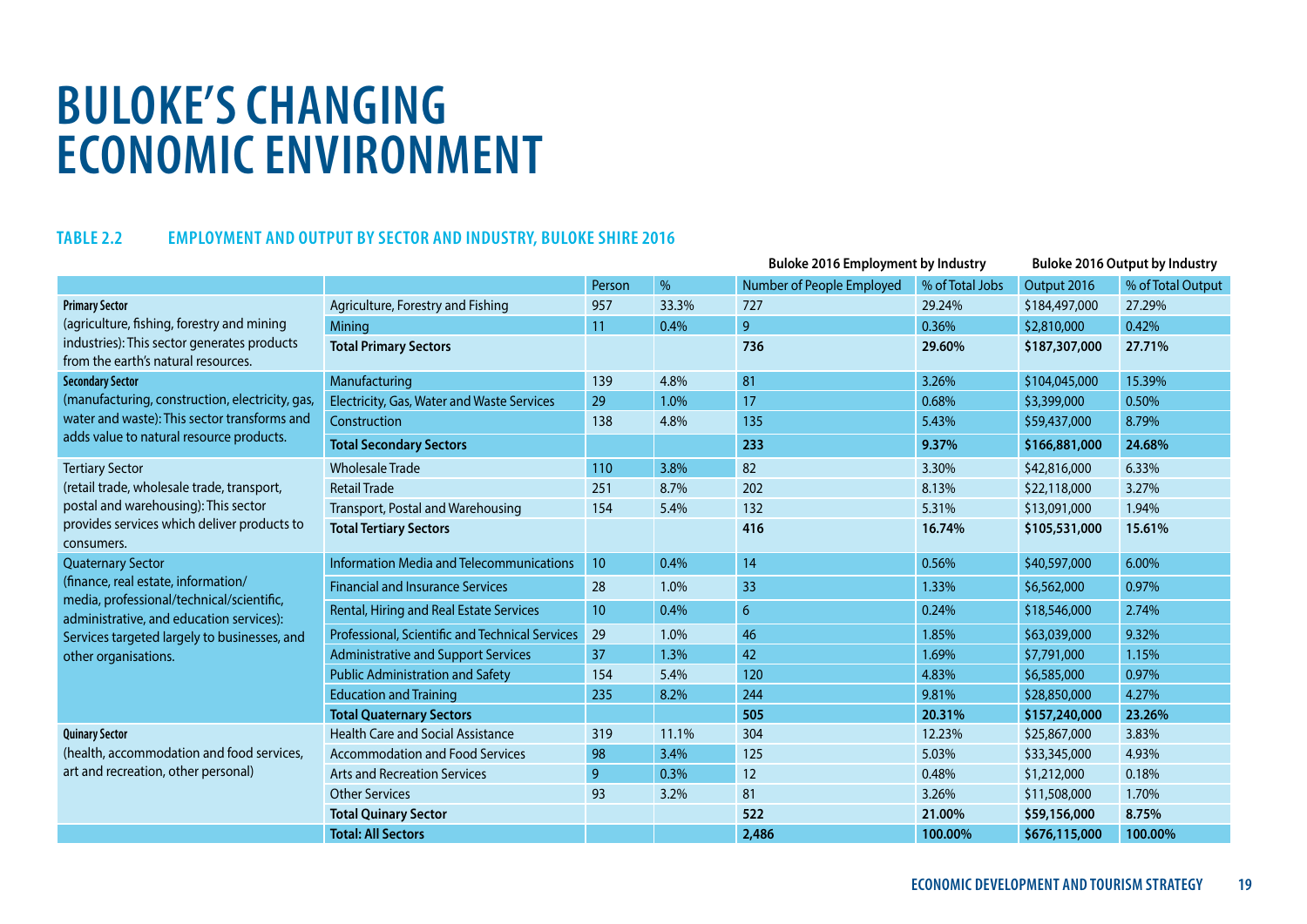# BULOKE'S CHANGING ECONOMIC ENVIRONMENT

**TABLE 2.2 EMPLOYMENT AND OUTPUT BY SECTOR AND INDUSTRY, BULOKE SHIRE 2016**

| | | | | Buloke 2016 Employment by Industry | | Buloke 2016 Output by Industry | |
|---|---|---|---|---|---|---|---|
| | | Person | % | Number of People Employed | % of Total Jobs | Output 2016 | % of Total Output |
| **Primary Sector** (agriculture, fishing, forestry and mining industries): This sector generates products from the earth's natural resources. | Agriculture, Forestry and Fishing | 957 | 33.3% | 727 | 29.24% | $184,497,000 | 27.29% |
| | Mining | 11 | 0.4% | 9 | 0.36% | $2,810,000 | 0.42% |
| | **Total Primary Sectors** | | | **736** | **29.60%** | **$187,307,000** | **27.71%** |
| **Secondary Sector** (manufacturing, construction, electricity, gas, water and waste): This sector transforms and adds value to natural resource products. | Manufacturing | 139 | 4.8% | 81 | 3.26% | $104,045,000 | 15.39% |
| | Electricity, Gas, Water and Waste Services | 29 | 1.0% | 17 | 0.68% | $3,399,000 | 0.50% |
| | Construction | 138 | 4.8% | 135 | 5.43% | $59,437,000 | 8.79% |
| | **Total Secondary Sectors** | | | **233** | **9.37%** | **$166,881,000** | **24.68%** |
| Tertiary Sector (retail trade, wholesale trade, transport, postal and warehousing): This sector provides services which deliver products to consumers. | Wholesale Trade | 110 | 3.8% | 82 | 3.30% | $42,816,000 | 6.33% |
| | Retail Trade | 251 | 8.7% | 202 | 8.13% | $22,118,000 | 3.27% |
| | Transport, Postal and Warehousing | 154 | 5.4% | 132 | 5.31% | $13,091,000 | 1.94% |
| | **Total Tertiary Sectors** | | | **416** | **16.74%** | **$105,531,000** | **15.61%** |
| Quaternary Sector (finance, real estate, information/ media, professional/technical/scientific, administrative, and education services): Services targeted largely to businesses, and other organisations. | Information Media and Telecommunications | 10 | 0.4% | 14 | 0.56% | $40,597,000 | 6.00% |
| | Financial and Insurance Services | 28 | 1.0% | 33 | 1.33% | $6,562,000 | 0.97% |
| | Rental, Hiring and Real Estate Services | 10 | 0.4% | 6 | 0.24% | $18,546,000 | 2.74% |
| | Professional, Scientific and Technical Services | 29 | 1.0% | 46 | 1.85% | $63,039,000 | 9.32% |
| | Administrative and Support Services | 37 | 1.3% | 42 | 1.69% | $7,791,000 | 1.15% |
| | Public Administration and Safety | 154 | 5.4% | 120 | 4.83% | $6,585,000 | 0.97% |
| | Education and Training | 235 | 8.2% | 244 | 9.81% | $28,850,000 | 4.27% |
| | **Total Quaternary Sectors** | | | **505** | **20.31%** | **$157,240,000** | **23.26%** |
| **Quinary Sector** (health, accommodation and food services, art and recreation, other personal) | Health Care and Social Assistance | 319 | 11.1% | 304 | 12.23% | $25,867,000 | 3.83% |
| | Accommodation and Food Services | 98 | 3.4% | 125 | 5.03% | $33,345,000 | 4.93% |
| | Arts and Recreation Services | 9 | 0.3% | 12 | 0.48% | $1,212,000 | 0.18% |
| | Other Services | 93 | 3.2% | 81 | 3.26% | $11,508,000 | 1.70% |
| | **Total Quinary Sector** | | | **522** | **21.00%** | **$59,156,000** | **8.75%** |
| | **Total: All Sectors** | | | **2,486** | **100.00%** | **$676,115,000** | **100.00%** |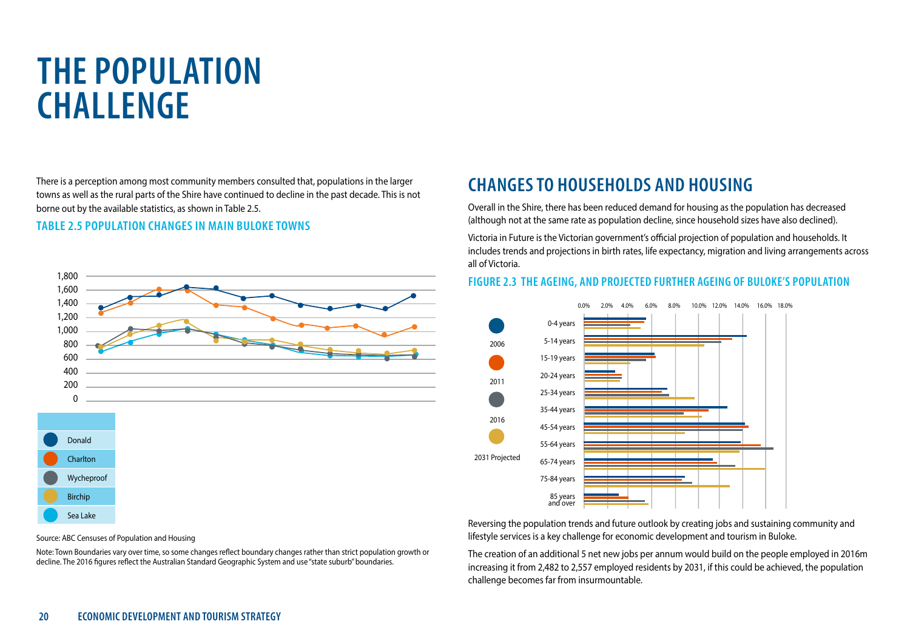# THE POPULATION CHALLENGE

There is a perception among most community members consulted that, populations in the larger towns as well as the rural parts of the Shire have continued to decline in the past decade. This is not borne out by the available statistics, as shown in Table 2.5.

### TABLE 2.5 POPULATION CHANGES IN MAIN BULOKE TOWNS

| |
|---|
| Donald |
| Charlton |
| Wycheproof |
| Birchip |
| Sea Lake |

Source: ABC Censuses of Population and Housing

Note: Town Boundaries vary over time, so some changes reflect boundary changes rather than strict population growth or decline. The 2016 figures reflect the Australian Standard Geographic System and use "state suburb" boundaries.

## CHANGES TO HOUSEHOLDS AND HOUSING

Overall in the Shire, there has been reduced demand for housing as the population has decreased (although not at the same rate as population decline, since household sizes have also declined).

Victoria in Future is the Victorian government's official projection of population and households. It includes trends and projections in birth rates, life expectancy, migration and living arrangements across all of Victoria.

### FIGURE 2.3 THE AGEING, AND PROJECTED FURTHER AGEING OF BULOKE'S POPULATION

Reversing the population trends and future outlook by creating jobs and sustaining community and lifestyle services is a key challenge for economic development and tourism in Buloke.

The creation of an additional 5 net new jobs per annum would build on the people employed in 2016m increasing it from 2,482 to 2,557 employed residents by 2031, if this could be achieved, the population challenge becomes far from insurmountable.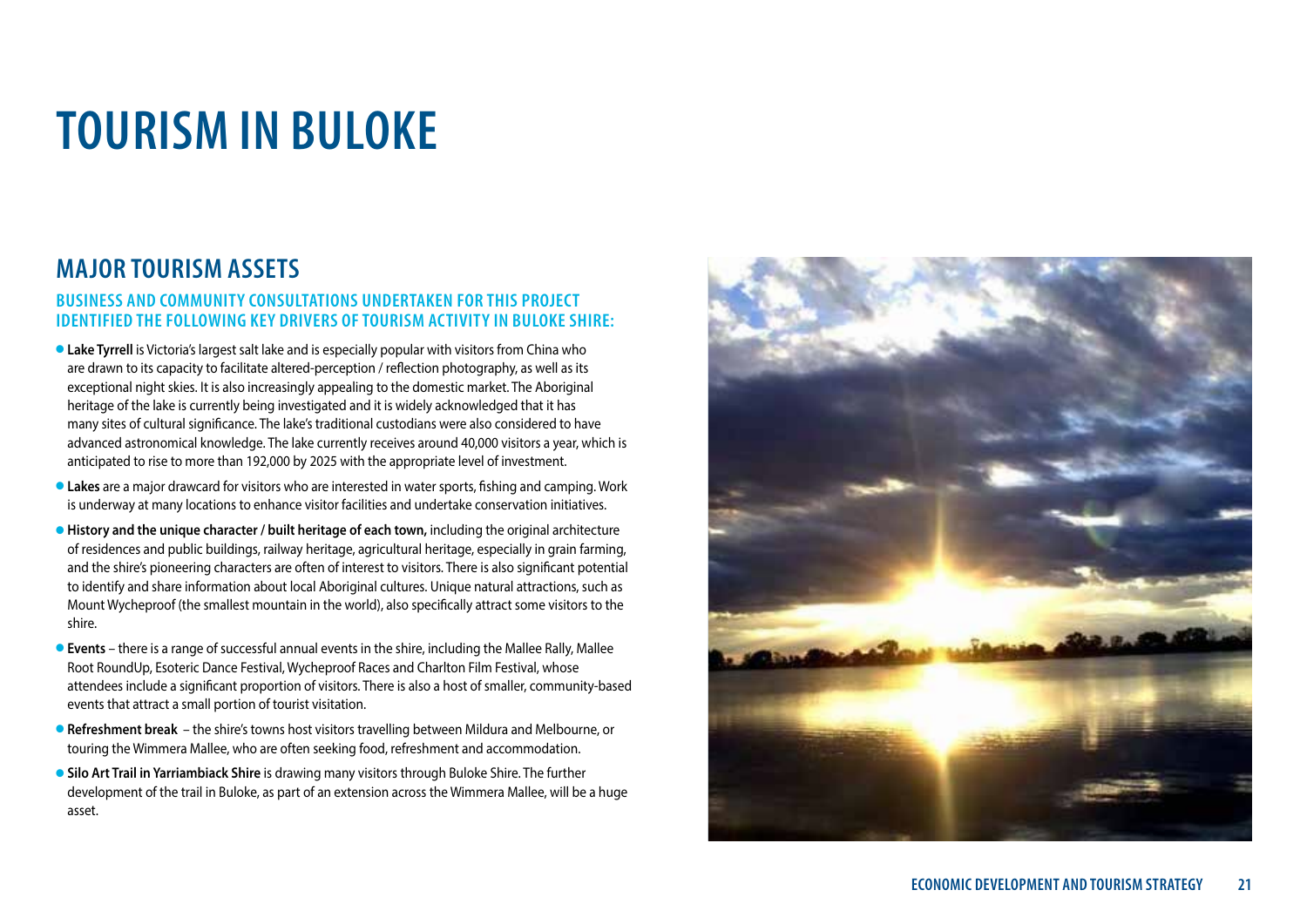# TOURISM IN BULOKE

## MAJOR TOURISM ASSETS

### BUSINESS AND COMMUNITY CONSULTATIONS UNDERTAKEN FOR THIS PROJECT IDENTIFIED THE FOLLOWING KEY DRIVERS OF TOURISM ACTIVITY IN BULOKE SHIRE:

- **Lake Tyrrell** is Victoria's largest salt lake and is especially popular with visitors from China who are drawn to its capacity to facilitate altered-perception / reflection photography, as well as its exceptional night skies. It is also increasingly appealing to the domestic market. The Aboriginal heritage of the lake is currently being investigated and it is widely acknowledged that it has many sites of cultural significance. The lake's traditional custodians were also considered to have advanced astronomical knowledge. The lake currently receives around 40,000 visitors a year, which is anticipated to rise to more than 192,000 by 2025 with the appropriate level of investment.
- **Lakes** are a major drawcard for visitors who are interested in water sports, fishing and camping. Work is underway at many locations to enhance visitor facilities and undertake conservation initiatives.
- **History and the unique character / built heritage of each town,** including the original architecture of residences and public buildings, railway heritage, agricultural heritage, especially in grain farming, and the shire's pioneering characters are often of interest to visitors. There is also significant potential to identify and share information about local Aboriginal cultures. Unique natural attractions, such as Mount Wycheproof (the smallest mountain in the world), also specifically attract some visitors to the shire.
- **Events** – there is a range of successful annual events in the shire, including the Mallee Rally, Mallee Root RoundUp, Esoteric Dance Festival, Wycheproof Races and Charlton Film Festival, whose attendees include a significant proportion of visitors. There is also a host of smaller, community-based events that attract a small portion of tourist visitation.
- **Refreshment break** – the shire's towns host visitors travelling between Mildura and Melbourne, or touring the Wimmera Mallee, who are often seeking food, refreshment and accommodation.
- **Silo Art Trail in Yarriambiack Shire** is drawing many visitors through Buloke Shire. The further development of the trail in Buloke, as part of an extension across the Wimmera Mallee, will be a huge asset.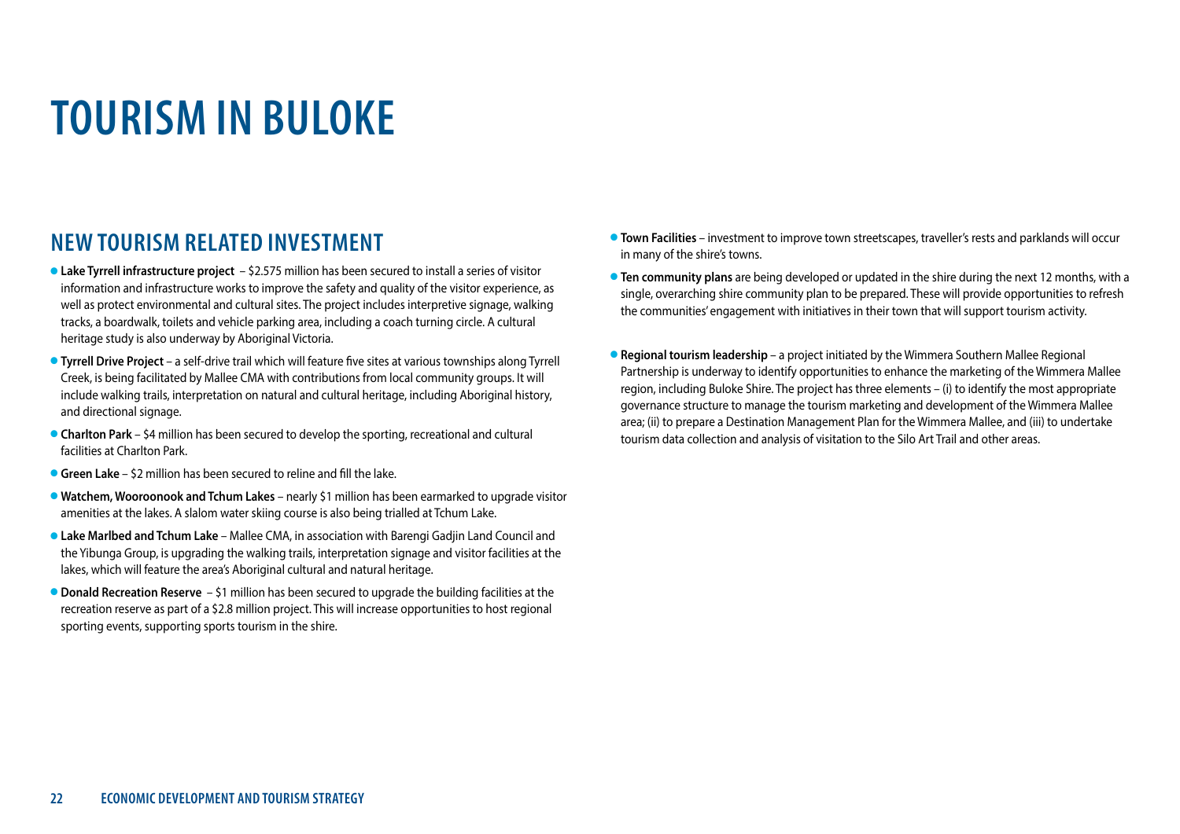# TOURISM IN BULOKE

## NEW TOURISM RELATED INVESTMENT

- **Lake Tyrrell infrastructure project** – $2.575 million has been secured to install a series of visitor information and infrastructure works to improve the safety and quality of the visitor experience, as well as protect environmental and cultural sites. The project includes interpretive signage, walking tracks, a boardwalk, toilets and vehicle parking area, including a coach turning circle. A cultural heritage study is also underway by Aboriginal Victoria.
- **Tyrrell Drive Project** – a self-drive trail which will feature five sites at various townships along Tyrrell Creek, is being facilitated by Mallee CMA with contributions from local community groups. It will include walking trails, interpretation on natural and cultural heritage, including Aboriginal history, and directional signage.
- **Charlton Park** – $4 million has been secured to develop the sporting, recreational and cultural facilities at Charlton Park.
- **Green Lake** – $2 million has been secured to reline and fill the lake.
- **Watchem, Wooroonook and Tchum Lakes** – nearly $1 million has been earmarked to upgrade visitor amenities at the lakes. A slalom water skiing course is also being trialled at Tchum Lake.
- **Lake Marlbed and Tchum Lake** – Mallee CMA, in association with Barengi Gadjin Land Council and the Yibunga Group, is upgrading the walking trails, interpretation signage and visitor facilities at the lakes, which will feature the area's Aboriginal cultural and natural heritage.
- **Donald Recreation Reserve** – $1 million has been secured to upgrade the building facilities at the recreation reserve as part of a $2.8 million project. This will increase opportunities to host regional sporting events, supporting sports tourism in the shire.
- **Town Facilities** – investment to improve town streetscapes, traveller's rests and parklands will occur in many of the shire's towns.
- **Ten community plans** are being developed or updated in the shire during the next 12 months, with a single, overarching shire community plan to be prepared. These will provide opportunities to refresh the communities' engagement with initiatives in their town that will support tourism activity.
- **Regional tourism leadership** – a project initiated by the Wimmera Southern Mallee Regional Partnership is underway to identify opportunities to enhance the marketing of the Wimmera Mallee region, including Buloke Shire. The project has three elements – (i) to identify the most appropriate governance structure to manage the tourism marketing and development of the Wimmera Mallee area; (ii) to prepare a Destination Management Plan for the Wimmera Mallee, and (iii) to undertake tourism data collection and analysis of visitation to the Silo Art Trail and other areas.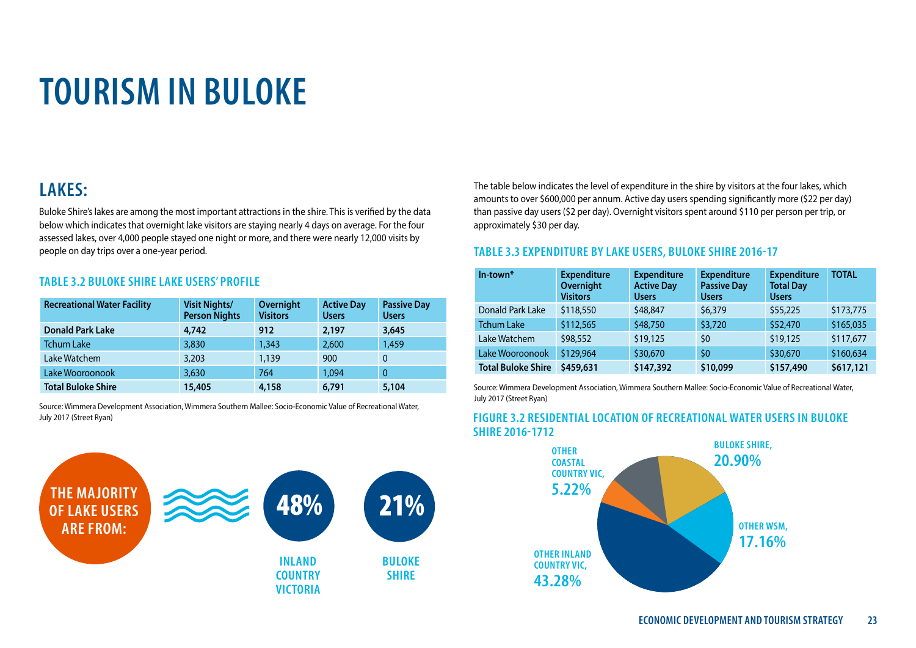# TOURISM IN BULOKE

## LAKES:

Buloke Shire's lakes are among the most important attractions in the shire. This is verified by the data below which indicates that overnight lake visitors are staying nearly 4 days on average. For the four assessed lakes, over 4,000 people stayed one night or more, and there were nearly 12,000 visits by people on day trips over a one-year period.

### TABLE 3.2 BULOKE SHIRE LAKE USERS' PROFILE

| Recreational Water Facility | Visit Nights/ Person Nights | Overnight Visitors | Active Day Users | Passive Day Users |
|---|---|---|---|---|
| **Donald Park Lake** | **4,742** | **912** | **2,197** | **3,645** |
| Tchum Lake | 3,830 | 1,343 | 2,600 | 1,459 |
| Lake Watchem | 3,203 | 1,139 | 900 | 0 |
| Lake Wooroonook | 3,630 | 764 | 1,094 | 0 |
| **Total Buloke Shire** | **15,405** | **4,158** | **6,791** | **5,104** |

Source: Wimmera Development Association, Wimmera Southern Mallee: Socio-Economic Value of Recreational Water, July 2017 (Street Ryan)

**THE MAJORITY OF LAKE USERS ARE FROM:**

**48%** INLAND COUNTRY VICTORIA

**21%** BULOKE SHIRE

The table below indicates the level of expenditure in the shire by visitors at the four lakes, which amounts to over $600,000 per annum. Active day users spending significantly more ($22 per day) than passive day users ($2 per day). Overnight visitors spent around $110 per person per trip, or approximately $30 per day.

### TABLE 3.3 EXPENDITURE BY LAKE USERS, BULOKE SHIRE 2016-17

| In-town* | Expenditure Overnight Visitors | Expenditure Active Day Users | Expenditure Passive Day Users | Expenditure Total Day Users | TOTAL |
|---|---|---|---|---|---|
| Donald Park Lake | $118,550 | $48,847 | $6,379 | $55,225 | $173,775 |
| Tchum Lake | $112,565 | $48,750 | $3,720 | $52,470 | $165,035 |
| Lake Watchem | $98,552 | $19,125 | $0 | $19,125 | $117,677 |
| Lake Wooroonook | $129,964 | $30,670 | $0 | $30,670 | $160,634 |
| **Total Buloke Shire** | **$459,631** | **$147,392** | **$10,099** | **$157,490** | **$617,121** |

Source: Wimmera Development Association, Wimmera Southern Mallee: Socio-Economic Value of Recreational Water, July 2017 (Street Ryan)

### FIGURE 3.2 RESIDENTIAL LOCATION OF RECREATIONAL WATER USERS IN BULOKE SHIRE 2016-1712

- BULOKE SHIRE, 20.90%
- OTHER WSM, 17.16%
- OTHER INLAND COUNTRY VIC, 43.28%
- OTHER COASTAL COUNTRY VIC, 5.22%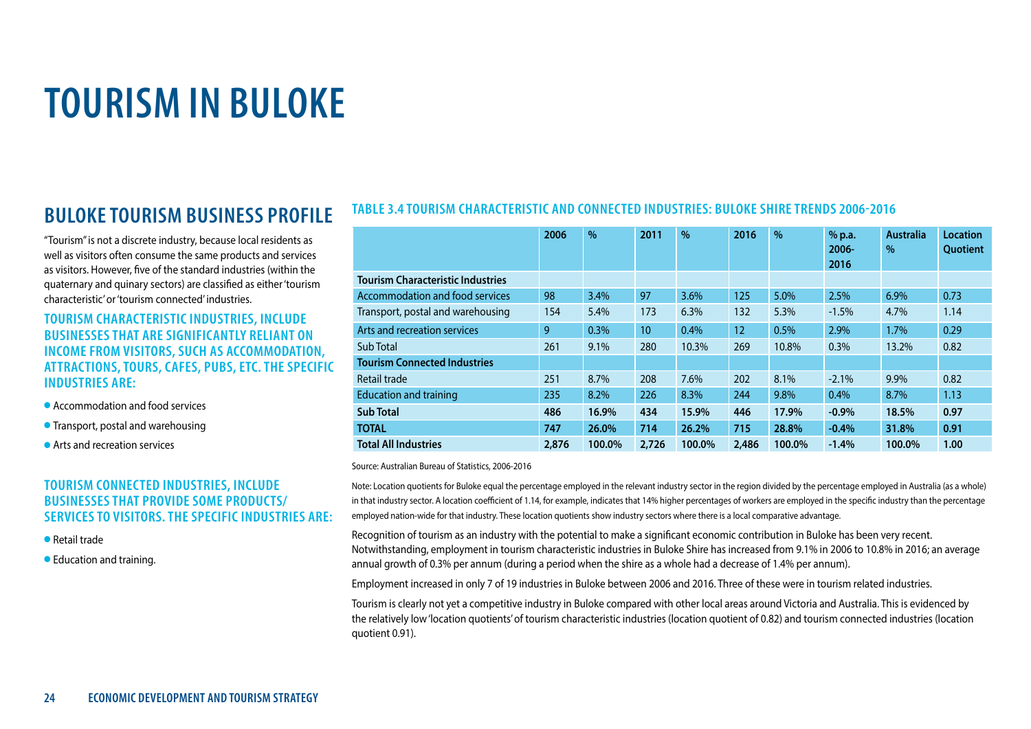# TOURISM IN BULOKE

## BULOKE TOURISM BUSINESS PROFILE

"Tourism" is not a discrete industry, because local residents as well as visitors often consume the same products and services as visitors. However, five of the standard industries (within the quaternary and quinary sectors) are classified as either 'tourism characteristic' or 'tourism connected' industries.

### TOURISM CHARACTERISTIC INDUSTRIES, INCLUDE BUSINESSES THAT ARE SIGNIFICANTLY RELIANT ON INCOME FROM VISITORS, SUCH AS ACCOMMODATION, ATTRACTIONS, TOURS, CAFES, PUBS, ETC. THE SPECIFIC INDUSTRIES ARE:

- Accommodation and food services
- Transport, postal and warehousing
- Arts and recreation services

### TOURISM CONNECTED INDUSTRIES, INCLUDE BUSINESSES THAT PROVIDE SOME PRODUCTS/ SERVICES TO VISITORS. THE SPECIFIC INDUSTRIES ARE:

- Retail trade
- Education and training.

### TABLE 3.4 TOURISM CHARACTERISTIC AND CONNECTED INDUSTRIES: BULOKE SHIRE TRENDS 2006-2016

| | 2006 | % | 2011 | % | 2016 | % | % p.a. 2006-2016 | Australia % | Location Quotient |
|---|---|---|---|---|---|---|---|---|---|
| **Tourism Characteristic Industries** | | | | | | | | | |
| Accommodation and food services | 98 | 3.4% | 97 | 3.6% | 125 | 5.0% | 2.5% | 6.9% | 0.73 |
| Transport, postal and warehousing | 154 | 5.4% | 173 | 6.3% | 132 | 5.3% | -1.5% | 4.7% | 1.14 |
| Arts and recreation services | 9 | 0.3% | 10 | 0.4% | 12 | 0.5% | 2.9% | 1.7% | 0.29 |
| Sub Total | 261 | 9.1% | 280 | 10.3% | 269 | 10.8% | 0.3% | 13.2% | 0.82 |
| **Tourism Connected Industries** | | | | | | | | | |
| Retail trade | 251 | 8.7% | 208 | 7.6% | 202 | 8.1% | -2.1% | 9.9% | 0.82 |
| Education and training | 235 | 8.2% | 226 | 8.3% | 244 | 9.8% | 0.4% | 8.7% | 1.13 |
| **Sub Total** | **486** | **16.9%** | **434** | **15.9%** | **446** | **17.9%** | **-0.9%** | **18.5%** | **0.97** |
| **TOTAL** | **747** | **26.0%** | **714** | **26.2%** | **715** | **28.8%** | **-0.4%** | **31.8%** | **0.91** |
| **Total All Industries** | **2,876** | **100.0%** | **2,726** | **100.0%** | **2,486** | **100.0%** | **-1.4%** | **100.0%** | **1.00** |

Source: Australian Bureau of Statistics, 2006-2016

Note: Location quotients for Buloke equal the percentage employed in the relevant industry sector in the region divided by the percentage employed in Australia (as a whole) in that industry sector. A location coefficient of 1.14, for example, indicates that 14% higher percentages of workers are employed in the specific industry than the percentage employed nation-wide for that industry. These location quotients show industry sectors where there is a local comparative advantage.

Recognition of tourism as an industry with the potential to make a significant economic contribution in Buloke has been very recent. Notwithstanding, employment in tourism characteristic industries in Buloke Shire has increased from 9.1% in 2006 to 10.8% in 2016; an average annual growth of 0.3% per annum (during a period when the shire as a whole had a decrease of 1.4% per annum).

Employment increased in only 7 of 19 industries in Buloke between 2006 and 2016. Three of these were in tourism related industries.

Tourism is clearly not yet a competitive industry in Buloke compared with other local areas around Victoria and Australia. This is evidenced by the relatively low 'location quotients' of tourism characteristic industries (location quotient of 0.82) and tourism connected industries (location quotient 0.91).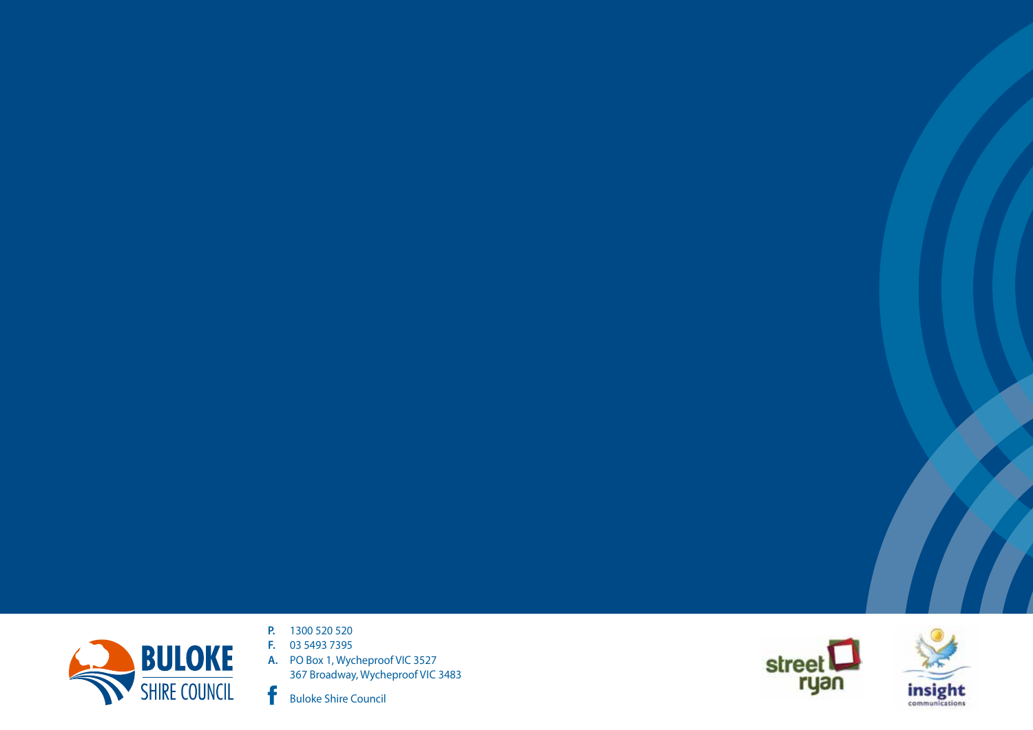BULOKE
SHIRE COUNCIL

**P.** 1300 520 520
**F.** 03 5493 7395
**A.** PO Box 1, Wycheproof VIC 3527
367 Broadway, Wycheproof VIC 3483

Buloke Shire Council

street ryan

insight
communications